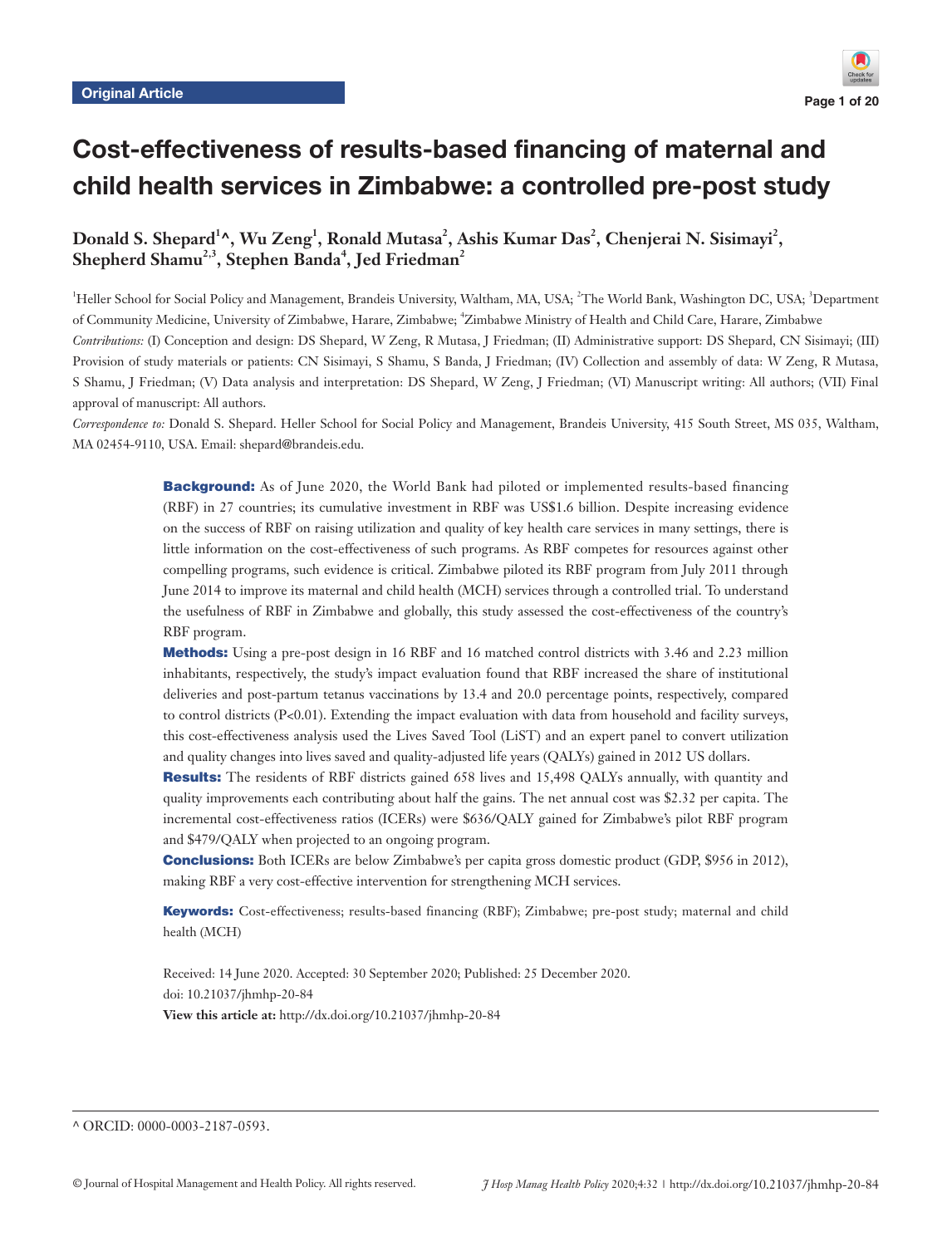Original Article

# Cost-effectiveness of results-based financing of maternal and child health services in Zimbabwe: a controlled pre-post study

**Donald S. Shepard[1]^, Wu Zeng[1], Ronald Mutasa[2], Ashis Kumar Das[2], Chenjerai N. Sisimayi[2], Shepherd Shamu[2,3], Stephen Banda[4], Jed Friedman[2]**

[1]Heller School for Social Policy and Management, Brandeis University, Waltham, MA, USA; [2]The World Bank, Washington DC, USA; [3]Department of Community Medicine, University of Zimbabwe, Harare, Zimbabwe; [4]Zimbabwe Ministry of Health and Child Care, Harare, Zimbabwe

*Contributions:* (I) Conception and design: DS Shepard, W Zeng, R Mutasa, J Friedman; (II) Administrative support: DS Shepard, CN Sisimayi; (III) Provision of study materials or patients: CN Sisimayi, S Shamu, S Banda, J Friedman; (IV) Collection and assembly of data: W Zeng, R Mutasa, S Shamu, J Friedman; (V) Data analysis and interpretation: DS Shepard, W Zeng, J Friedman; (VI) Manuscript writing: All authors; (VII) Final approval of manuscript: All authors.

*Correspondence to:* Donald S. Shepard. Heller School for Social Policy and Management, Brandeis University, 415 South Street, MS 035, Waltham, MA 02454-9110, USA. Email: shepard@brandeis.edu.

**Background:** As of June 2020, the World Bank had piloted or implemented results-based financing (RBF) in 27 countries; its cumulative investment in RBF was US$1.6 billion. Despite increasing evidence on the success of RBF on raising utilization and quality of key health care services in many settings, there is little information on the cost-effectiveness of such programs. As RBF competes for resources against other compelling programs, such evidence is critical. Zimbabwe piloted its RBF program from July 2011 through June 2014 to improve its maternal and child health (MCH) services through a controlled trial. To understand the usefulness of RBF in Zimbabwe and globally, this study assessed the cost-effectiveness of the country's RBF program.

**Methods:** Using a pre-post design in 16 RBF and 16 matched control districts with 3.46 and 2.23 million inhabitants, respectively, the study's impact evaluation found that RBF increased the share of institutional deliveries and post-partum tetanus vaccinations by 13.4 and 20.0 percentage points, respectively, compared to control districts ($P<0.01$). Extending the impact evaluation with data from household and facility surveys, this cost-effectiveness analysis used the Lives Saved Tool (LiST) and an expert panel to convert utilization and quality changes into lives saved and quality-adjusted life years (QALYs) gained in 2012 US dollars.

**Results:** The residents of RBF districts gained 658 lives and 15,498 QALYs annually, with quantity and quality improvements each contributing about half the gains. The net annual cost was $2.32 per capita. The incremental cost-effectiveness ratios (ICERs) were $636/QALY gained for Zimbabwe's pilot RBF program and $479/QALY when projected to an ongoing program.

**Conclusions:** Both ICERs are below Zimbabwe's per capita gross domestic product (GDP, $956 in 2012), making RBF a very cost-effective intervention for strengthening MCH services.

**Keywords:** Cost-effectiveness; results-based financing (RBF); Zimbabwe; pre-post study; maternal and child health (MCH)

Received: 14 June 2020. Accepted: 30 September 2020; Published: 25 December 2020.
doi: 10.21037/jhmhp-20-84
**View this article at:** http://dx.doi.org/10.21037/jhmhp-20-84

^ ORCID: 0000-0003-2187-0593.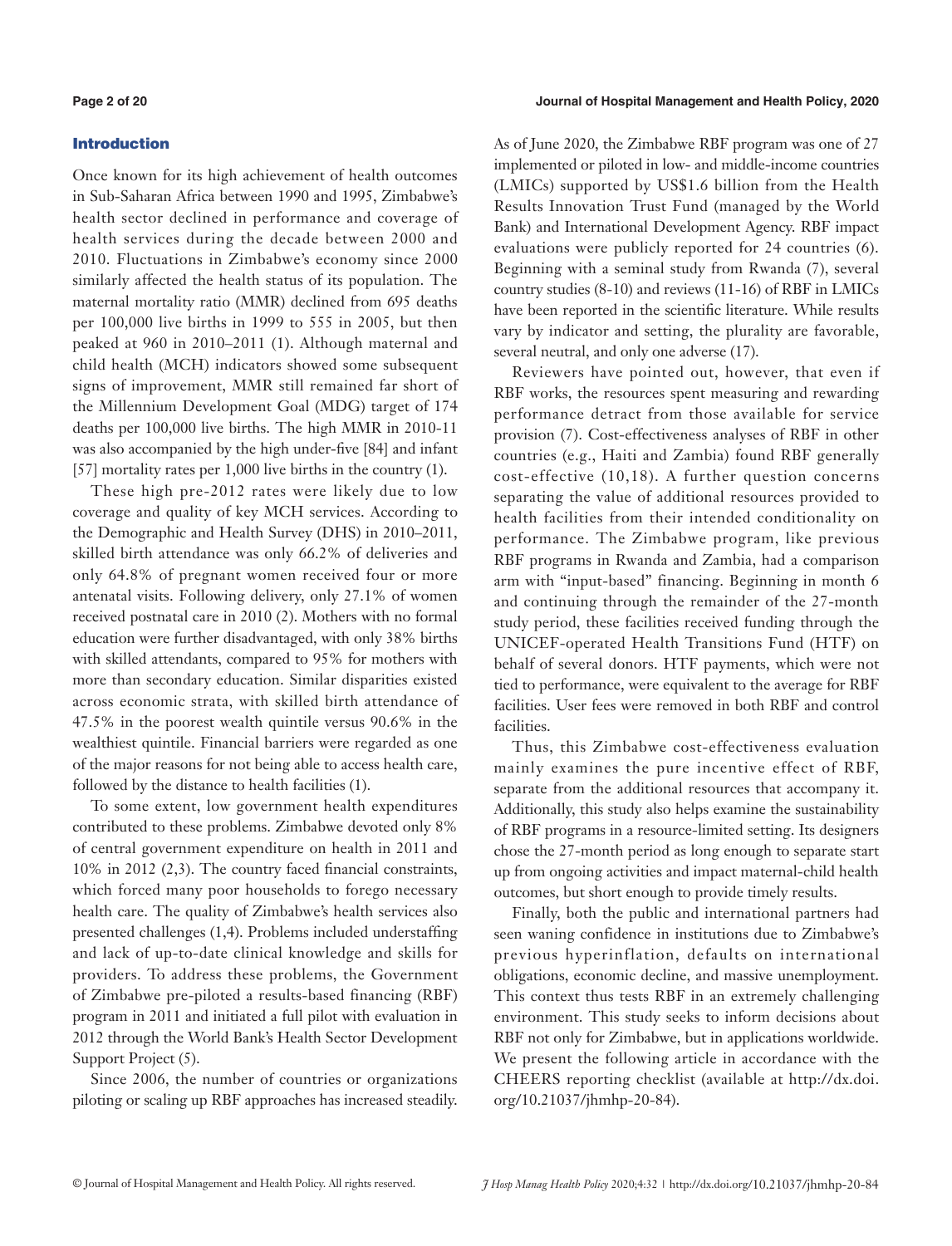## Introduction

Once known for its high achievement of health outcomes in Sub-Saharan Africa between 1990 and 1995, Zimbabwe's health sector declined in performance and coverage of health services during the decade between 2000 and 2010. Fluctuations in Zimbabwe's economy since 2000 similarly affected the health status of its population. The maternal mortality ratio (MMR) declined from 695 deaths per 100,000 live births in 1999 to 555 in 2005, but then peaked at 960 in 2010–2011 (1). Although maternal and child health (MCH) indicators showed some subsequent signs of improvement, MMR still remained far short of the Millennium Development Goal (MDG) target of 174 deaths per 100,000 live births. The high MMR in 2010-11 was also accompanied by the high under-five [84] and infant [57] mortality rates per 1,000 live births in the country (1).

These high pre-2012 rates were likely due to low coverage and quality of key MCH services. According to the Demographic and Health Survey (DHS) in 2010–2011, skilled birth attendance was only 66.2% of deliveries and only 64.8% of pregnant women received four or more antenatal visits. Following delivery, only 27.1% of women received postnatal care in 2010 (2). Mothers with no formal education were further disadvantaged, with only 38% births with skilled attendants, compared to 95% for mothers with more than secondary education. Similar disparities existed across economic strata, with skilled birth attendance of 47.5% in the poorest wealth quintile versus 90.6% in the wealthiest quintile. Financial barriers were regarded as one of the major reasons for not being able to access health care, followed by the distance to health facilities (1).

To some extent, low government health expenditures contributed to these problems. Zimbabwe devoted only 8% of central government expenditure on health in 2011 and 10% in 2012 (2,3). The country faced financial constraints, which forced many poor households to forego necessary health care. The quality of Zimbabwe's health services also presented challenges (1,4). Problems included understaffing and lack of up-to-date clinical knowledge and skills for providers. To address these problems, the Government of Zimbabwe pre-piloted a results-based financing (RBF) program in 2011 and initiated a full pilot with evaluation in 2012 through the World Bank's Health Sector Development Support Project (5).

Since 2006, the number of countries or organizations piloting or scaling up RBF approaches has increased steadily. As of June 2020, the Zimbabwe RBF program was one of 27 implemented or piloted in low- and middle-income countries (LMICs) supported by US$1.6 billion from the Health Results Innovation Trust Fund (managed by the World Bank) and International Development Agency. RBF impact evaluations were publicly reported for 24 countries (6). Beginning with a seminal study from Rwanda (7), several country studies (8-10) and reviews (11-16) of RBF in LMICs have been reported in the scientific literature. While results vary by indicator and setting, the plurality are favorable, several neutral, and only one adverse (17).

Reviewers have pointed out, however, that even if RBF works, the resources spent measuring and rewarding performance detract from those available for service provision (7). Cost-effectiveness analyses of RBF in other countries (e.g., Haiti and Zambia) found RBF generally cost-effective (10,18). A further question concerns separating the value of additional resources provided to health facilities from their intended conditionality on performance. The Zimbabwe program, like previous RBF programs in Rwanda and Zambia, had a comparison arm with "input-based" financing. Beginning in month 6 and continuing through the remainder of the 27-month study period, these facilities received funding through the UNICEF-operated Health Transitions Fund (HTF) on behalf of several donors. HTF payments, which were not tied to performance, were equivalent to the average for RBF facilities. User fees were removed in both RBF and control facilities.

Thus, this Zimbabwe cost-effectiveness evaluation mainly examines the pure incentive effect of RBF, separate from the additional resources that accompany it. Additionally, this study also helps examine the sustainability of RBF programs in a resource-limited setting. Its designers chose the 27-month period as long enough to separate start up from ongoing activities and impact maternal-child health outcomes, but short enough to provide timely results.

Finally, both the public and international partners had seen waning confidence in institutions due to Zimbabwe's previous hyperinflation, defaults on international obligations, economic decline, and massive unemployment. This context thus tests RBF in an extremely challenging environment. This study seeks to inform decisions about RBF not only for Zimbabwe, but in applications worldwide. We present the following article in accordance with the CHEERS reporting checklist (available at http://dx.doi.org/10.21037/jhmhp-20-84).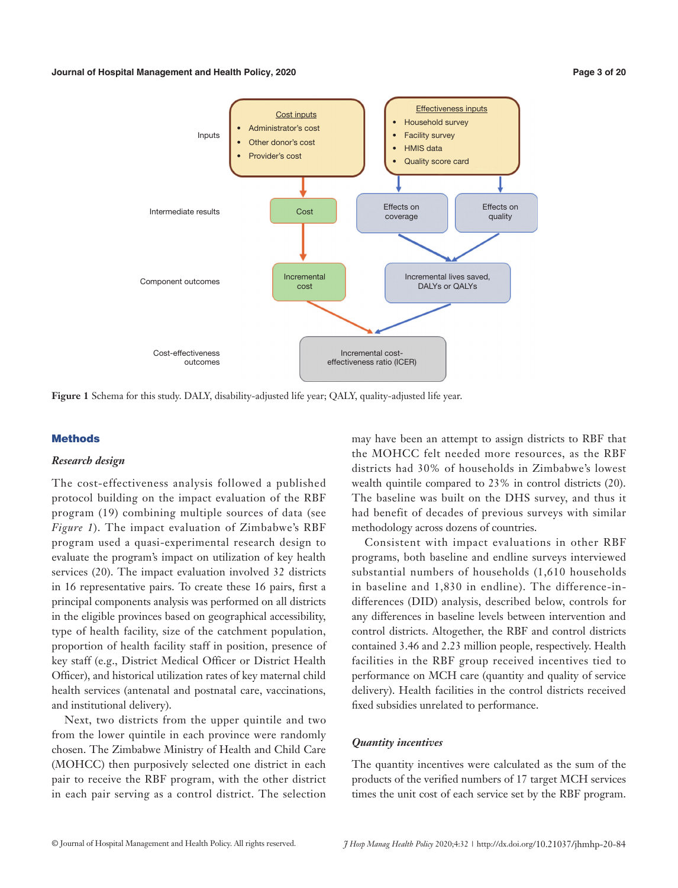Inputs

**Cost inputs**
- Administrator's cost
- Other donor's cost
- Provider's cost

**Effectiveness inputs**
- Household survey
- Facility survey
- HMIS data
- Quality score card

Intermediate results: Cost; Effects on coverage; Effects on quality

Component outcomes: Incremental cost; Incremental lives saved, DALYs or QALYs

Cost-effectiveness outcomes: Incremental cost-effectiveness ratio (ICER)

**Figure 1** Schema for this study. DALY, disability-adjusted life year; QALY, quality-adjusted life year.

## Methods

### *Research design*

The cost-effectiveness analysis followed a published protocol building on the impact evaluation of the RBF program (19) combining multiple sources of data (see *Figure 1*). The impact evaluation of Zimbabwe's RBF program used a quasi-experimental research design to evaluate the program's impact on utilization of key health services (20). The impact evaluation involved 32 districts in 16 representative pairs. To create these 16 pairs, first a principal components analysis was performed on all districts in the eligible provinces based on geographical accessibility, type of health facility, size of the catchment population, proportion of health facility staff in position, presence of key staff (e.g., District Medical Officer or District Health Officer), and historical utilization rates of key maternal child health services (antenatal and postnatal care, vaccinations, and institutional delivery).

Next, two districts from the upper quintile and two from the lower quintile in each province were randomly chosen. The Zimbabwe Ministry of Health and Child Care (MOHCC) then purposively selected one district in each pair to receive the RBF program, with the other district in each pair serving as a control district. The selection may have been an attempt to assign districts to RBF that the MOHCC felt needed more resources, as the RBF districts had 30% of households in Zimbabwe's lowest wealth quintile compared to 23% in control districts (20). The baseline was built on the DHS survey, and thus it had benefit of decades of previous surveys with similar methodology across dozens of countries.

Consistent with impact evaluations in other RBF programs, both baseline and endline surveys interviewed substantial numbers of households (1,610 households in baseline and 1,830 in endline). The difference-in-differences (DID) analysis, described below, controls for any differences in baseline levels between intervention and control districts. Altogether, the RBF and control districts contained 3.46 and 2.23 million people, respectively. Health facilities in the RBF group received incentives tied to performance on MCH care (quantity and quality of service delivery). Health facilities in the control districts received fixed subsidies unrelated to performance.

### *Quantity incentives*

The quantity incentives were calculated as the sum of the products of the verified numbers of 17 target MCH services times the unit cost of each service set by the RBF program.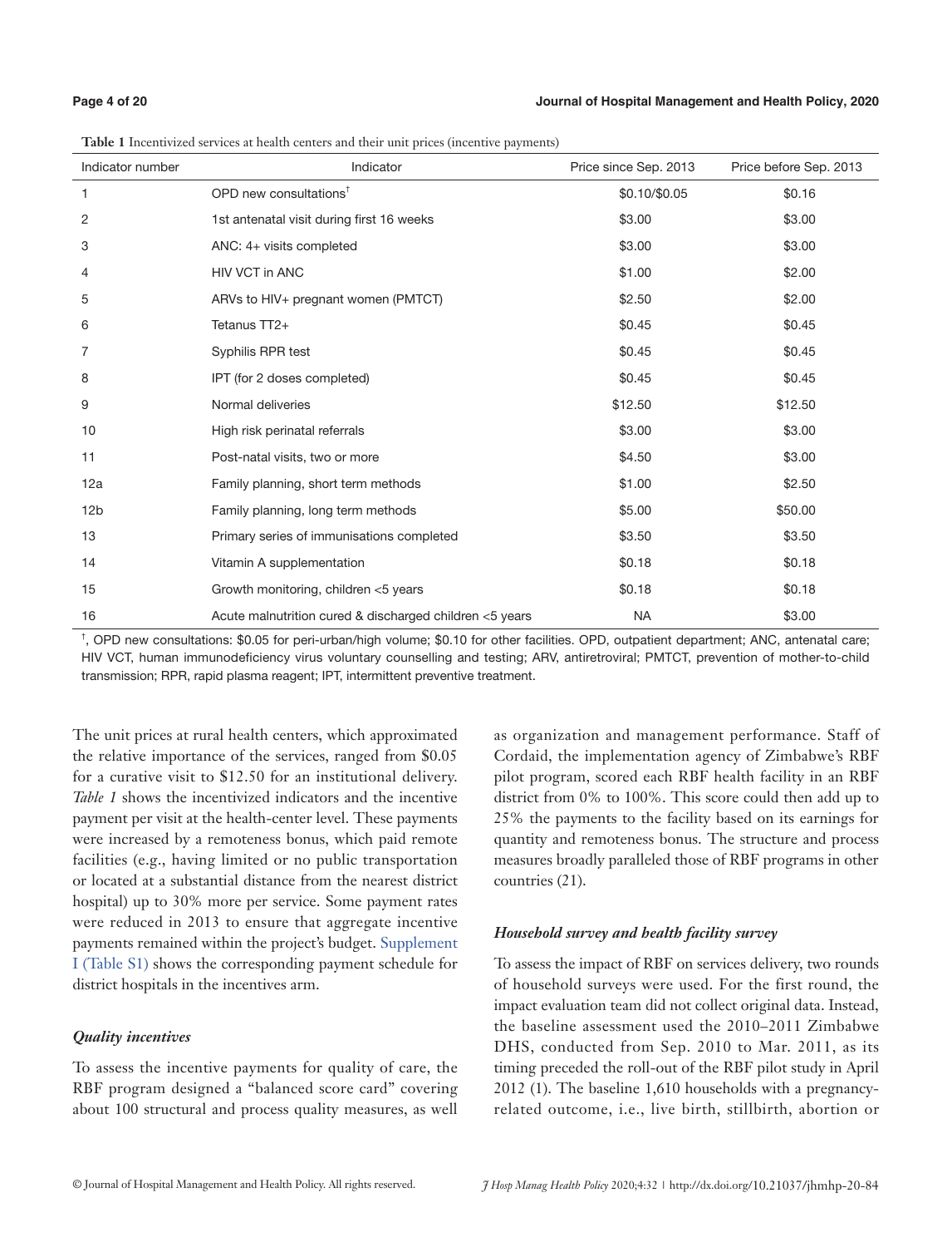**Table 1** Incentivized services at health centers and their unit prices (incentive payments)

| Indicator number | Indicator | Price since Sep. 2013 | Price before Sep. 2013 |
|---|---|---|---|
| 1 | OPD new consultations† | $0.10/$0.05 | $0.16 |
| 2 | 1st antenatal visit during first 16 weeks | $3.00 | $3.00 |
| 3 | ANC: 4+ visits completed | $3.00 | $3.00 |
| 4 | HIV VCT in ANC | $1.00 | $2.00 |
| 5 | ARVs to HIV+ pregnant women (PMTCT) | $2.50 | $2.00 |
| 6 | Tetanus TT2+ | $0.45 | $0.45 |
| 7 | Syphilis RPR test | $0.45 | $0.45 |
| 8 | IPT (for 2 doses completed) | $0.45 | $0.45 |
| 9 | Normal deliveries | $12.50 | $12.50 |
| 10 | High risk perinatal referrals | $3.00 | $3.00 |
| 11 | Post-natal visits, two or more | $4.50 | $3.00 |
| 12a | Family planning, short term methods | $1.00 | $2.50 |
| 12b | Family planning, long term methods | $5.00 | $50.00 |
| 13 | Primary series of immunisations completed | $3.50 | $3.50 |
| 14 | Vitamin A supplementation | $0.18 | $0.18 |
| 15 | Growth monitoring, children <5 years | $0.18 | $0.18 |
| 16 | Acute malnutrition cured & discharged children <5 years | NA | $3.00 |

†, OPD new consultations: $0.05 for peri-urban/high volume; $0.10 for other facilities. OPD, outpatient department; ANC, antenatal care; HIV VCT, human immunodeficiency virus voluntary counselling and testing; ARV, antiretroviral; PMTCT, prevention of mother-to-child transmission; RPR, rapid plasma reagent; IPT, intermittent preventive treatment.

The unit prices at rural health centers, which approximated the relative importance of the services, ranged from $0.05 for a curative visit to $12.50 for an institutional delivery. *Table 1* shows the incentivized indicators and the incentive payment per visit at the health-center level. These payments were increased by a remoteness bonus, which paid remote facilities (e.g., having limited or no public transportation or located at a substantial distance from the nearest district hospital) up to 30% more per service. Some payment rates were reduced in 2013 to ensure that aggregate incentive payments remained within the project's budget. Supplement I (Table S1) shows the corresponding payment schedule for district hospitals in the incentives arm.

### *Quality incentives*

To assess the incentive payments for quality of care, the RBF program designed a "balanced score card" covering about 100 structural and process quality measures, as well as organization and management performance. Staff of Cordaid, the implementation agency of Zimbabwe's RBF pilot program, scored each RBF health facility in an RBF district from 0% to 100%. This score could then add up to 25% the payments to the facility based on its earnings for quantity and remoteness bonus. The structure and process measures broadly paralleled those of RBF programs in other countries (21).

### *Household survey and health facility survey*

To assess the impact of RBF on services delivery, two rounds of household surveys were used. For the first round, the impact evaluation team did not collect original data. Instead, the baseline assessment used the 2010–2011 Zimbabwe DHS, conducted from Sep. 2010 to Mar. 2011, as its timing preceded the roll-out of the RBF pilot study in April 2012 (1). The baseline 1,610 households with a pregnancy-related outcome, i.e., live birth, stillbirth, abortion or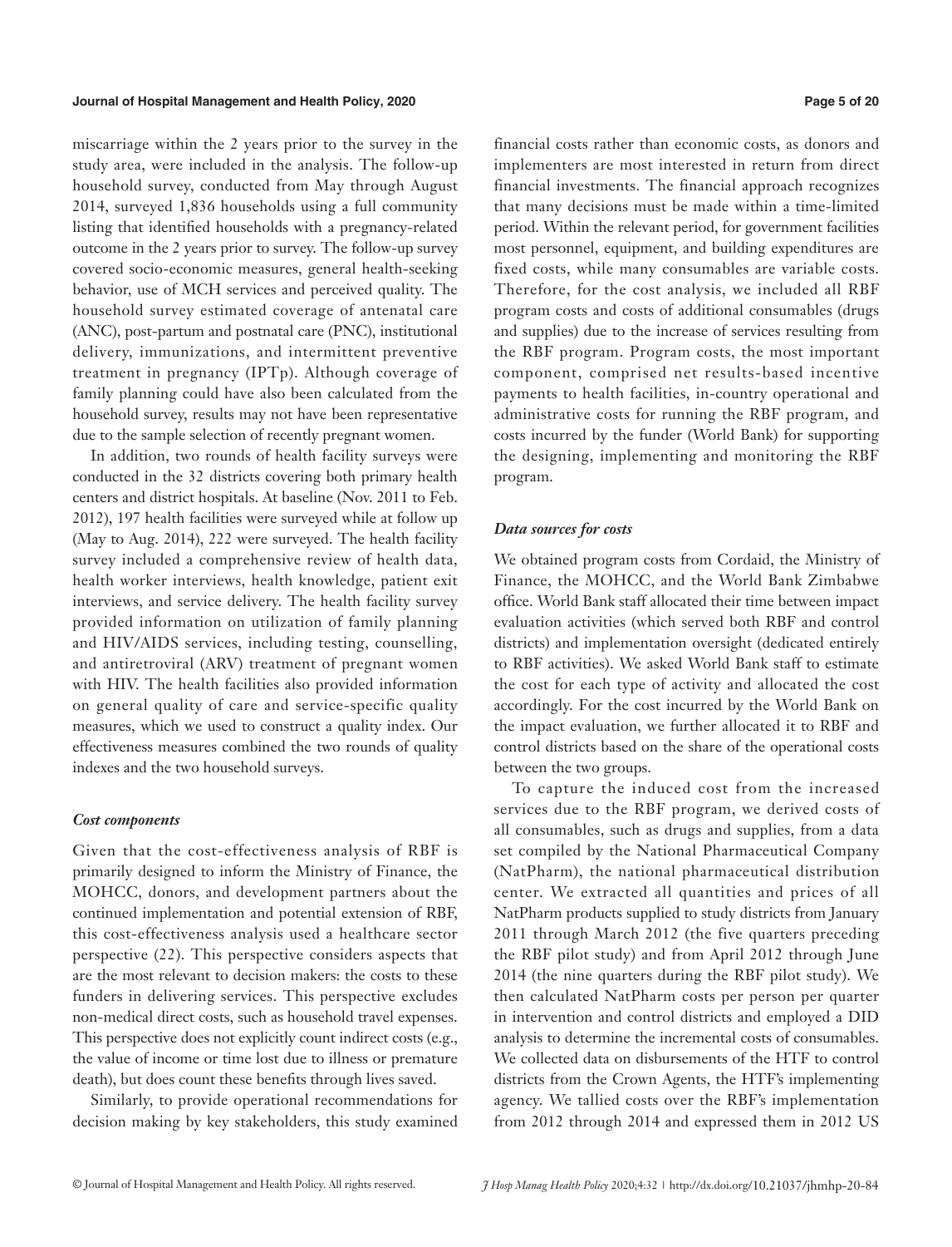miscarriage within the 2 years prior to the survey in the study area, were included in the analysis. The follow-up household survey, conducted from May through August 2014, surveyed 1,836 households using a full community listing that identified households with a pregnancy-related outcome in the 2 years prior to survey. The follow-up survey covered socio-economic measures, general health-seeking behavior, use of MCH services and perceived quality. The household survey estimated coverage of antenatal care (ANC), post-partum and postnatal care (PNC), institutional delivery, immunizations, and intermittent preventive treatment in pregnancy (IPTp). Although coverage of family planning could have also been calculated from the household survey, results may not have been representative due to the sample selection of recently pregnant women.

In addition, two rounds of health facility surveys were conducted in the 32 districts covering both primary health centers and district hospitals. At baseline (Nov. 2011 to Feb. 2012), 197 health facilities were surveyed while at follow up (May to Aug. 2014), 222 were surveyed. The health facility survey included a comprehensive review of health data, health worker interviews, health knowledge, patient exit interviews, and service delivery. The health facility survey provided information on utilization of family planning and HIV/AIDS services, including testing, counselling, and antiretroviral (ARV) treatment of pregnant women with HIV. The health facilities also provided information on general quality of care and service-specific quality measures, which we used to construct a quality index. Our effectiveness measures combined the two rounds of quality indexes and the two household surveys.

### *Cost components*

Given that the cost-effectiveness analysis of RBF is primarily designed to inform the Ministry of Finance, the MOHCC, donors, and development partners about the continued implementation and potential extension of RBF, this cost-effectiveness analysis used a healthcare sector perspective (22). This perspective considers aspects that are the most relevant to decision makers: the costs to these funders in delivering services. This perspective excludes non-medical direct costs, such as household travel expenses. This perspective does not explicitly count indirect costs (e.g., the value of income or time lost due to illness or premature death), but does count these benefits through lives saved.

Similarly, to provide operational recommendations for decision making by key stakeholders, this study examined financial costs rather than economic costs, as donors and implementers are most interested in return from direct financial investments. The financial approach recognizes that many decisions must be made within a time-limited period. Within the relevant period, for government facilities most personnel, equipment, and building expenditures are fixed costs, while many consumables are variable costs. Therefore, for the cost analysis, we included all RBF program costs and costs of additional consumables (drugs and supplies) due to the increase of services resulting from the RBF program. Program costs, the most important component, comprised net results-based incentive payments to health facilities, in-country operational and administrative costs for running the RBF program, and costs incurred by the funder (World Bank) for supporting the designing, implementing and monitoring the RBF program.

### *Data sources for costs*

We obtained program costs from Cordaid, the Ministry of Finance, the MOHCC, and the World Bank Zimbabwe office. World Bank staff allocated their time between impact evaluation activities (which served both RBF and control districts) and implementation oversight (dedicated entirely to RBF activities). We asked World Bank staff to estimate the cost for each type of activity and allocated the cost accordingly. For the cost incurred by the World Bank on the impact evaluation, we further allocated it to RBF and control districts based on the share of the operational costs between the two groups.

To capture the induced cost from the increased services due to the RBF program, we derived costs of all consumables, such as drugs and supplies, from a data set compiled by the National Pharmaceutical Company (NatPharm), the national pharmaceutical distribution center. We extracted all quantities and prices of all NatPharm products supplied to study districts from January 2011 through March 2012 (the five quarters preceding the RBF pilot study) and from April 2012 through June 2014 (the nine quarters during the RBF pilot study). We then calculated NatPharm costs per person per quarter in intervention and control districts and employed a DID analysis to determine the incremental costs of consumables. We collected data on disbursements of the HTF to control districts from the Crown Agents, the HTF's implementing agency. We tallied costs over the RBF's implementation from 2012 through 2014 and expressed them in 2012 US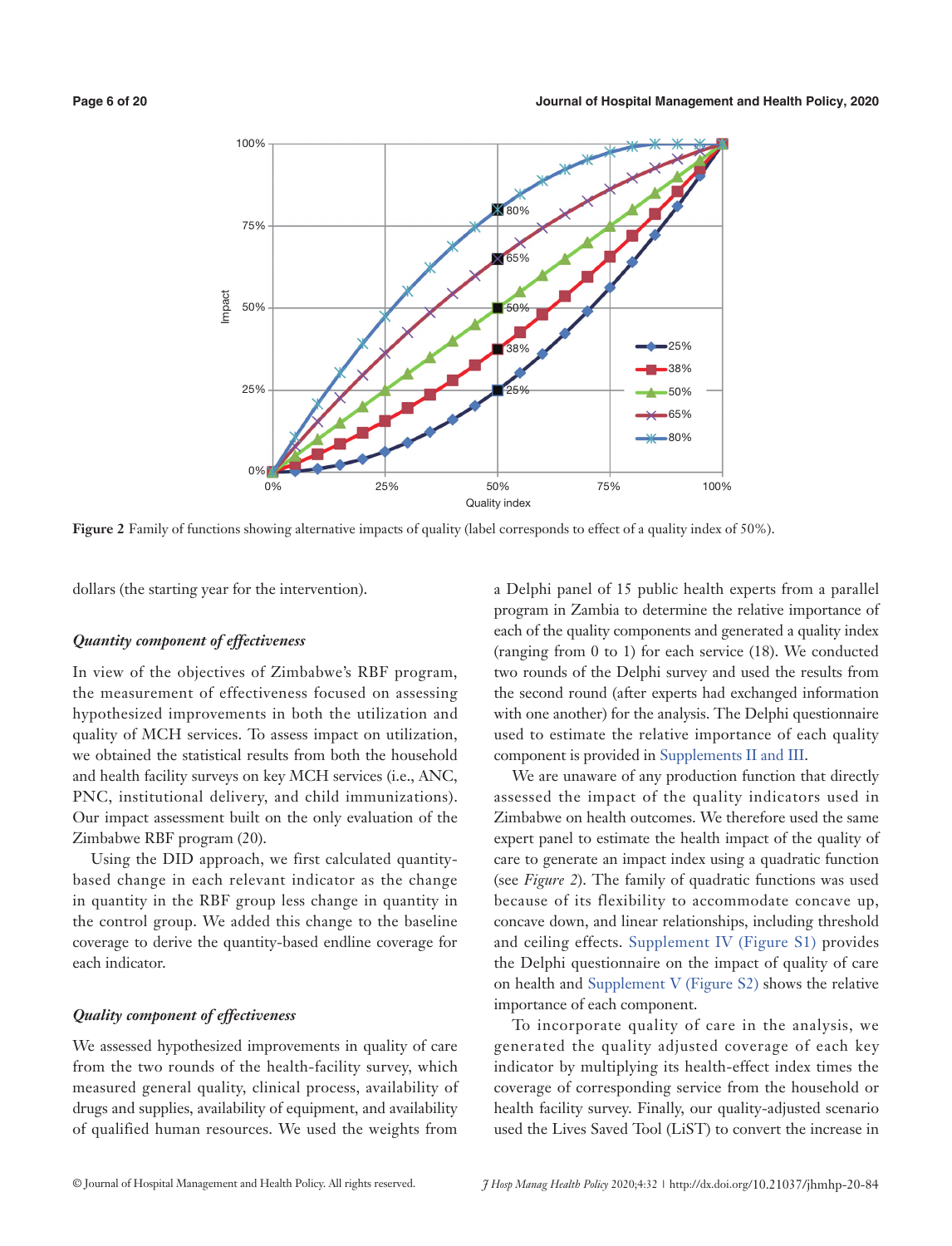Figure 2 Family of functions showing alternative impacts of quality (label corresponds to effect of a quality index of 50%).

dollars (the starting year for the intervention).

### *Quantity component of effectiveness*

In view of the objectives of Zimbabwe's RBF program, the measurement of effectiveness focused on assessing hypothesized improvements in both the utilization and quality of MCH services. To assess impact on utilization, we obtained the statistical results from both the household and health facility surveys on key MCH services (i.e., ANC, PNC, institutional delivery, and child immunizations). Our impact assessment built on the only evaluation of the Zimbabwe RBF program (20).

Using the DID approach, we first calculated quantity-based change in each relevant indicator as the change in quantity in the RBF group less change in quantity in the control group. We added this change to the baseline coverage to derive the quantity-based endline coverage for each indicator.

### *Quality component of effectiveness*

We assessed hypothesized improvements in quality of care from the two rounds of the health-facility survey, which measured general quality, clinical process, availability of drugs and supplies, availability of equipment, and availability of qualified human resources. We used the weights from a Delphi panel of 15 public health experts from a parallel program in Zambia to determine the relative importance of each of the quality components and generated a quality index (ranging from 0 to 1) for each service (18). We conducted two rounds of the Delphi survey and used the results from the second round (after experts had exchanged information with one another) for the analysis. The Delphi questionnaire used to estimate the relative importance of each quality component is provided in Supplements II and III.

We are unaware of any production function that directly assessed the impact of the quality indicators used in Zimbabwe on health outcomes. We therefore used the same expert panel to estimate the health impact of the quality of care to generate an impact index using a quadratic function (see *Figure 2*). The family of quadratic functions was used because of its flexibility to accommodate concave up, concave down, and linear relationships, including threshold and ceiling effects. Supplement IV (Figure S1) provides the Delphi questionnaire on the impact of quality of care on health and Supplement V (Figure S2) shows the relative importance of each component.

To incorporate quality of care in the analysis, we generated the quality adjusted coverage of each key indicator by multiplying its health-effect index times the coverage of corresponding service from the household or health facility survey. Finally, our quality-adjusted scenario used the Lives Saved Tool (LiST) to convert the increase in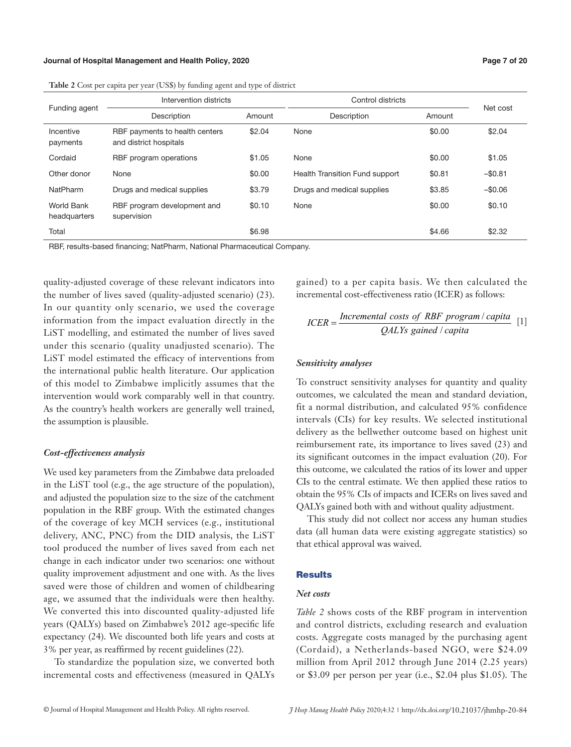**Table 2** Cost per capita per year (US$) by funding agent and type of district

| Funding agent | Intervention districts | | Control districts | | Net cost |
|---|---|---|---|---|---|
| | Description | Amount | Description | Amount | |
| Incentive payments | RBF payments to health centers and district hospitals | $2.04 | None | $0.00 | $2.04 |
| Cordaid | RBF program operations | $1.05 | None | $0.00 | $1.05 |
| Other donor | None | $0.00 | Health Transition Fund support | $0.81 | –$0.81 |
| NatPharm | Drugs and medical supplies | $3.79 | Drugs and medical supplies | $3.85 | –$0.06 |
| World Bank headquarters | RBF program development and supervision | $0.10 | None | $0.00 | $0.10 |
| Total | | $6.98 | | $4.66 | $2.32 |

RBF, results-based financing; NatPharm, National Pharmaceutical Company.

quality-adjusted coverage of these relevant indicators into the number of lives saved (quality-adjusted scenario) (23). In our quantity only scenario, we used the coverage information from the impact evaluation directly in the LiST modelling, and estimated the number of lives saved under this scenario (quality unadjusted scenario). The LiST model estimated the efficacy of interventions from the international public health literature. Our application of this model to Zimbabwe implicitly assumes that the intervention would work comparably well in that country. As the country's health workers are generally well trained, the assumption is plausible.

### *Cost-effectiveness analysis*

We used key parameters from the Zimbabwe data preloaded in the LiST tool (e.g., the age structure of the population), and adjusted the population size to the size of the catchment population in the RBF group. With the estimated changes of the coverage of key MCH services (e.g., institutional delivery, ANC, PNC) from the DID analysis, the LiST tool produced the number of lives saved from each net change in each indicator under two scenarios: one without quality improvement adjustment and one with. As the lives saved were those of children and women of childbearing age, we assumed that the individuals were then healthy. We converted this into discounted quality-adjusted life years (QALYs) based on Zimbabwe's 2012 age-specific life expectancy (24). We discounted both life years and costs at 3% per year, as reaffirmed by recent guidelines (22).

To standardize the population size, we converted both incremental costs and effectiveness (measured in QALYs gained) to a per capita basis. We then calculated the incremental cost-effectiveness ratio (ICER) as follows:

$$ICER = \frac{Incremental\ costs\ of\ RBF\ program / capita}{QALYs\ gained / capita} \quad [1]$$

### *Sensitivity analyses*

To construct sensitivity analyses for quantity and quality outcomes, we calculated the mean and standard deviation, fit a normal distribution, and calculated 95% confidence intervals (CIs) for key results. We selected institutional delivery as the bellwether outcome based on highest unit reimbursement rate, its importance to lives saved (23) and its significant outcomes in the impact evaluation (20). For this outcome, we calculated the ratios of its lower and upper CIs to the central estimate. We then applied these ratios to obtain the 95% CIs of impacts and ICERs on lives saved and QALYs gained both with and without quality adjustment.

This study did not collect nor access any human studies data (all human data were existing aggregate statistics) so that ethical approval was waived.

## Results

### *Net costs*

*Table 2* shows costs of the RBF program in intervention and control districts, excluding research and evaluation costs. Aggregate costs managed by the purchasing agent (Cordaid), a Netherlands-based NGO, were $24.09 million from April 2012 through June 2014 (2.25 years) or $3.09 per person per year (i.e., $2.04 plus $1.05). The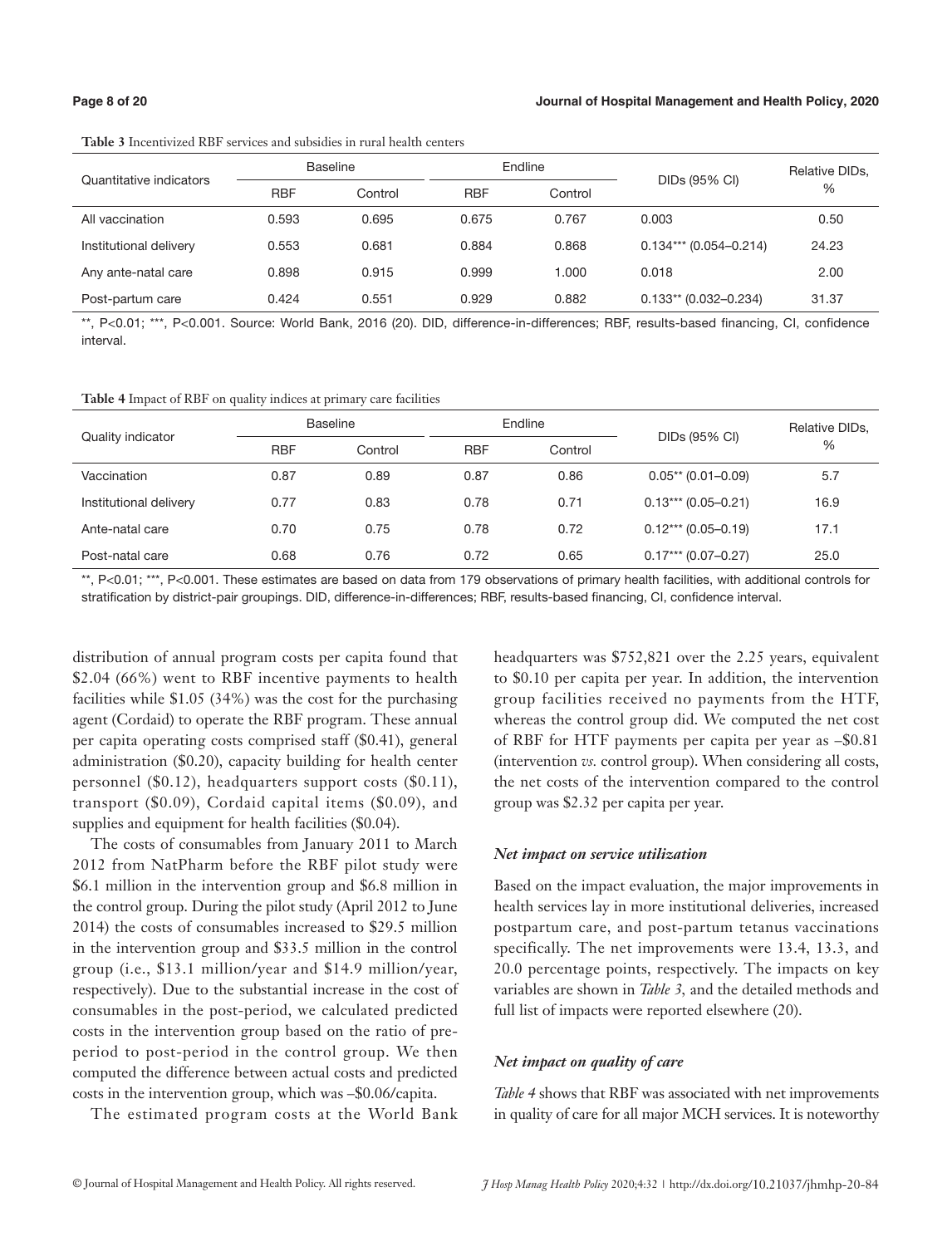**Table 3** Incentivized RBF services and subsidies in rural health centers

| Quantitative indicators | Baseline | | Endline | | DIDs (95% CI) | Relative DIDs, % |
|---|---|---|---|---|---|---|
| | RBF | Control | RBF | Control | | |
| All vaccination | 0.593 | 0.695 | 0.675 | 0.767 | 0.003 | 0.50 |
| Institutional delivery | 0.553 | 0.681 | 0.884 | 0.868 | 0.134*** (0.054–0.214) | 24.23 |
| Any ante-natal care | 0.898 | 0.915 | 0.999 | 1.000 | 0.018 | 2.00 |
| Post-partum care | 0.424 | 0.551 | 0.929 | 0.882 | 0.133** (0.032–0.234) | 31.37 |

**, P<0.01; ***, P<0.001. Source: World Bank, 2016 (20). DID, difference-in-differences; RBF, results-based financing, CI, confidence interval.

**Table 4** Impact of RBF on quality indices at primary care facilities

| Quality indicator | Baseline | | Endline | | DIDs (95% CI) | Relative DIDs, % |
|---|---|---|---|---|---|---|
| | RBF | Control | RBF | Control | | |
| Vaccination | 0.87 | 0.89 | 0.87 | 0.86 | 0.05** (0.01–0.09) | 5.7 |
| Institutional delivery | 0.77 | 0.83 | 0.78 | 0.71 | 0.13*** (0.05–0.21) | 16.9 |
| Ante-natal care | 0.70 | 0.75 | 0.78 | 0.72 | 0.12*** (0.05–0.19) | 17.1 |
| Post-natal care | 0.68 | 0.76 | 0.72 | 0.65 | 0.17*** (0.07–0.27) | 25.0 |

**, P<0.01; ***, P<0.001. These estimates are based on data from 179 observations of primary health facilities, with additional controls for stratification by district-pair groupings. DID, difference-in-differences; RBF, results-based financing, CI, confidence interval.

distribution of annual program costs per capita found that \$2.04 (66%) went to RBF incentive payments to health facilities while \$1.05 (34%) was the cost for the purchasing agent (Cordaid) to operate the RBF program. These annual per capita operating costs comprised staff (\$0.41), general administration (\$0.20), capacity building for health center personnel (\$0.12), headquarters support costs (\$0.11), transport (\$0.09), Cordaid capital items (\$0.09), and supplies and equipment for health facilities (\$0.04).

The costs of consumables from January 2011 to March 2012 from NatPharm before the RBF pilot study were \$6.1 million in the intervention group and \$6.8 million in the control group. During the pilot study (April 2012 to June 2014) the costs of consumables increased to \$29.5 million in the intervention group and \$33.5 million in the control group (i.e., \$13.1 million/year and \$14.9 million/year, respectively). Due to the substantial increase in the cost of consumables in the post-period, we calculated predicted costs in the intervention group based on the ratio of pre-period to post-period in the control group. We then computed the difference between actual costs and predicted costs in the intervention group, which was –\$0.06/capita.

The estimated program costs at the World Bank headquarters was \$752,821 over the 2.25 years, equivalent to \$0.10 per capita per year. In addition, the intervention group facilities received no payments from the HTF, whereas the control group did. We computed the net cost of RBF for HTF payments per capita per year as –\$0.81 (intervention *vs.* control group). When considering all costs, the net costs of the intervention compared to the control group was \$2.32 per capita per year.

### *Net impact on service utilization*

Based on the impact evaluation, the major improvements in health services lay in more institutional deliveries, increased postpartum care, and post-partum tetanus vaccinations specifically. The net improvements were 13.4, 13.3, and 20.0 percentage points, respectively. The impacts on key variables are shown in *Table 3*, and the detailed methods and full list of impacts were reported elsewhere (20).

### *Net impact on quality of care*

*Table 4* shows that RBF was associated with net improvements in quality of care for all major MCH services. It is noteworthy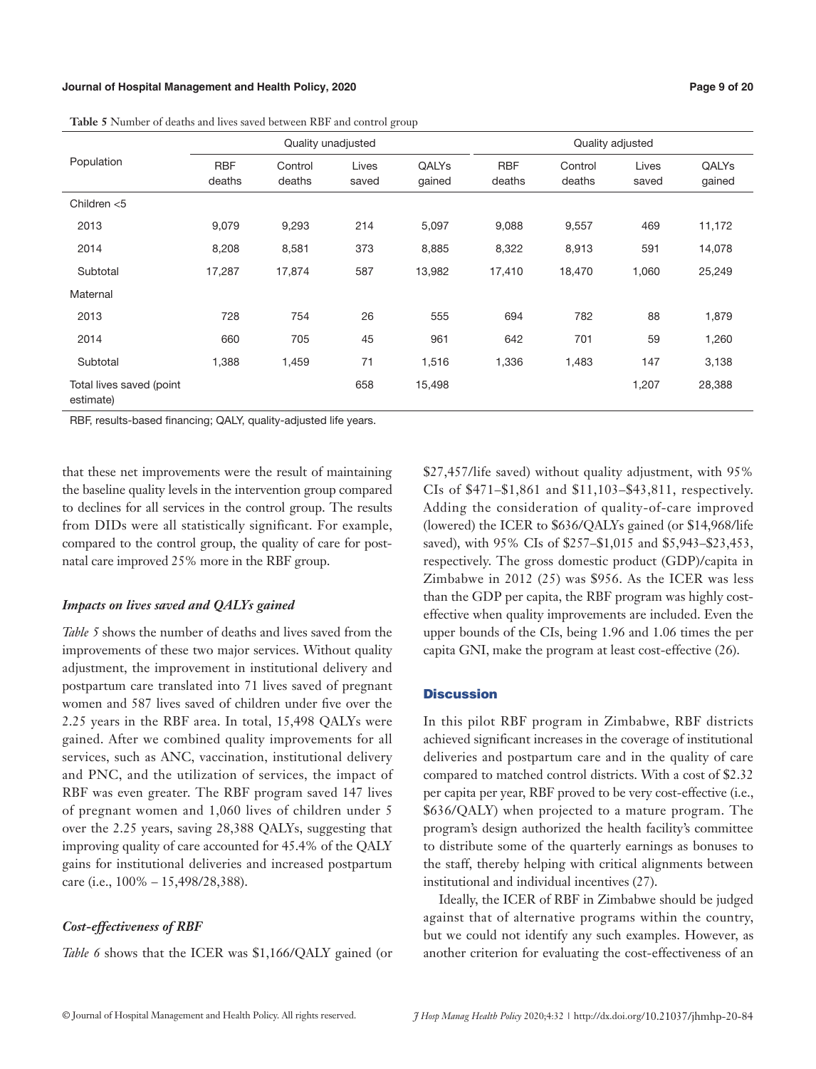**Table 5** Number of deaths and lives saved between RBF and control group

| Population | Quality unadjusted | | | | Quality adjusted | | | |
|---|---|---|---|---|---|---|---|---|
| | RBF deaths | Control deaths | Lives saved | QALYs gained | RBF deaths | Control deaths | Lives saved | QALYs gained |
| Children <5 | | | | | | | | |
| 2013 | 9,079 | 9,293 | 214 | 5,097 | 9,088 | 9,557 | 469 | 11,172 |
| 2014 | 8,208 | 8,581 | 373 | 8,885 | 8,322 | 8,913 | 591 | 14,078 |
| Subtotal | 17,287 | 17,874 | 587 | 13,982 | 17,410 | 18,470 | 1,060 | 25,249 |
| Maternal | | | | | | | | |
| 2013 | 728 | 754 | 26 | 555 | 694 | 782 | 88 | 1,879 |
| 2014 | 660 | 705 | 45 | 961 | 642 | 701 | 59 | 1,260 |
| Subtotal | 1,388 | 1,459 | 71 | 1,516 | 1,336 | 1,483 | 147 | 3,138 |
| Total lives saved (point estimate) | | | 658 | 15,498 | | | 1,207 | 28,388 |

RBF, results-based financing; QALY, quality-adjusted life years.

that these net improvements were the result of maintaining the baseline quality levels in the intervention group compared to declines for all services in the control group. The results from DIDs were all statistically significant. For example, compared to the control group, the quality of care for postnatal care improved 25% more in the RBF group.

### *Impacts on lives saved and QALYs gained*

*Table 5* shows the number of deaths and lives saved from the improvements of these two major services. Without quality adjustment, the improvement in institutional delivery and postpartum care translated into 71 lives saved of pregnant women and 587 lives saved of children under five over the 2.25 years in the RBF area. In total, 15,498 QALYs were gained. After we combined quality improvements for all services, such as ANC, vaccination, institutional delivery and PNC, and the utilization of services, the impact of RBF was even greater. The RBF program saved 147 lives of pregnant women and 1,060 lives of children under 5 over the 2.25 years, saving 28,388 QALYs, suggesting that improving quality of care accounted for 45.4% of the QALY gains for institutional deliveries and increased postpartum care (i.e., 100% – 15,498/28,388).

### *Cost-effectiveness of RBF*

*Table 6* shows that the ICER was $1,166/QALY gained (or $27,457/life saved) without quality adjustment, with 95% CIs of $471–$1,861 and $11,103–$43,811, respectively. Adding the consideration of quality-of-care improved (lowered) the ICER to $636/QALYs gained (or $14,968/life saved), with 95% CIs of $257–$1,015 and $5,943–$23,453, respectively. The gross domestic product (GDP)/capita in Zimbabwe in 2012 (25) was $956. As the ICER was less than the GDP per capita, the RBF program was highly cost-effective when quality improvements are included. Even the upper bounds of the CIs, being 1.96 and 1.06 times the per capita GNI, make the program at least cost-effective (26).

## Discussion

In this pilot RBF program in Zimbabwe, RBF districts achieved significant increases in the coverage of institutional deliveries and postpartum care and in the quality of care compared to matched control districts. With a cost of $2.32 per capita per year, RBF proved to be very cost-effective (i.e., $636/QALY) when projected to a mature program. The program's design authorized the health facility's committee to distribute some of the quarterly earnings as bonuses to the staff, thereby helping with critical alignments between institutional and individual incentives (27).

Ideally, the ICER of RBF in Zimbabwe should be judged against that of alternative programs within the country, but we could not identify any such examples. However, as another criterion for evaluating the cost-effectiveness of an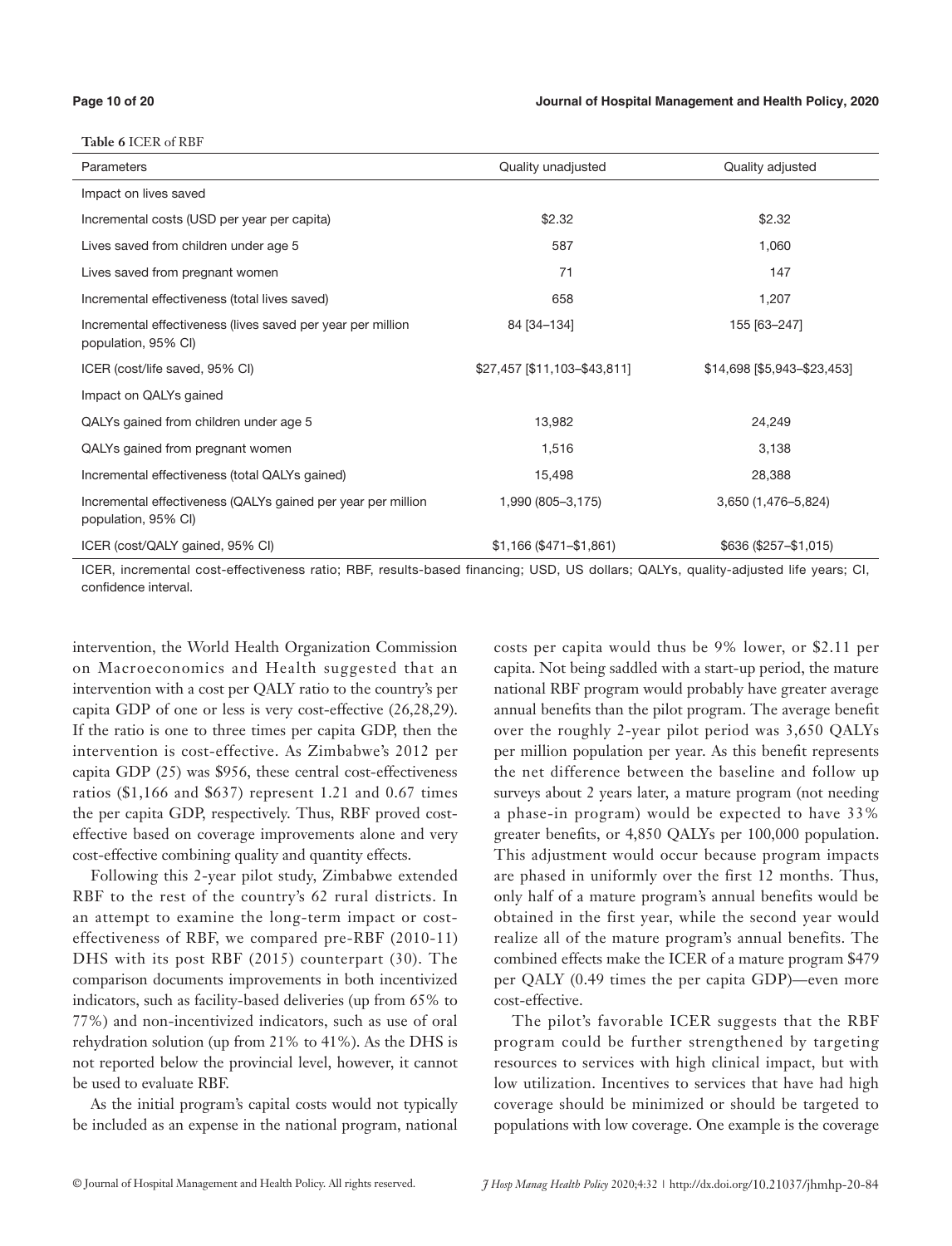**Table 6** ICER of RBF

| Parameters | Quality unadjusted | Quality adjusted |
|---|---|---|
| Impact on lives saved | | |
| Incremental costs (USD per year per capita) | $2.32 | $2.32 |
| Lives saved from children under age 5 | 587 | 1,060 |
| Lives saved from pregnant women | 71 | 147 |
| Incremental effectiveness (total lives saved) | 658 | 1,207 |
| Incremental effectiveness (lives saved per year per million population, 95% CI) | 84 [34–134] | 155 [63–247] |
| ICER (cost/life saved, 95% CI) | $27,457 [$11,103–$43,811] | $14,698 [$5,943–$23,453] |
| Impact on QALYs gained | | |
| QALYs gained from children under age 5 | 13,982 | 24,249 |
| QALYs gained from pregnant women | 1,516 | 3,138 |
| Incremental effectiveness (total QALYs gained) | 15,498 | 28,388 |
| Incremental effectiveness (QALYs gained per year per million population, 95% CI) | 1,990 (805–3,175) | 3,650 (1,476–5,824) |
| ICER (cost/QALY gained, 95% CI) | $1,166 ($471–$1,861) | $636 ($257–$1,015) |

ICER, incremental cost-effectiveness ratio; RBF, results-based financing; USD, US dollars; QALYs, quality-adjusted life years; CI, confidence interval.

intervention, the World Health Organization Commission on Macroeconomics and Health suggested that an intervention with a cost per QALY ratio to the country's per capita GDP of one or less is very cost-effective (26,28,29). If the ratio is one to three times per capita GDP, then the intervention is cost-effective. As Zimbabwe's 2012 per capita GDP (25) was $956, these central cost-effectiveness ratios ($1,166 and $637) represent 1.21 and 0.67 times the per capita GDP, respectively. Thus, RBF proved cost-effective based on coverage improvements alone and very cost-effective combining quality and quantity effects.

Following this 2-year pilot study, Zimbabwe extended RBF to the rest of the country's 62 rural districts. In an attempt to examine the long-term impact or cost-effectiveness of RBF, we compared pre-RBF (2010-11) DHS with its post RBF (2015) counterpart (30). The comparison documents improvements in both incentivized indicators, such as facility-based deliveries (up from 65% to 77%) and non-incentivized indicators, such as use of oral rehydration solution (up from 21% to 41%). As the DHS is not reported below the provincial level, however, it cannot be used to evaluate RBF.

As the initial program's capital costs would not typically be included as an expense in the national program, national costs per capita would thus be 9% lower, or $2.11 per capita. Not being saddled with a start-up period, the mature national RBF program would probably have greater average annual benefits than the pilot program. The average benefit over the roughly 2-year pilot period was 3,650 QALYs per million population per year. As this benefit represents the net difference between the baseline and follow up surveys about 2 years later, a mature program (not needing a phase-in program) would be expected to have 33% greater benefits, or 4,850 QALYs per 100,000 population. This adjustment would occur because program impacts are phased in uniformly over the first 12 months. Thus, only half of a mature program's annual benefits would be obtained in the first year, while the second year would realize all of the mature program's annual benefits. The combined effects make the ICER of a mature program $479 per QALY (0.49 times the per capita GDP)—even more cost-effective.

The pilot's favorable ICER suggests that the RBF program could be further strengthened by targeting resources to services with high clinical impact, but with low utilization. Incentives to services that have had high coverage should be minimized or should be targeted to populations with low coverage. One example is the coverage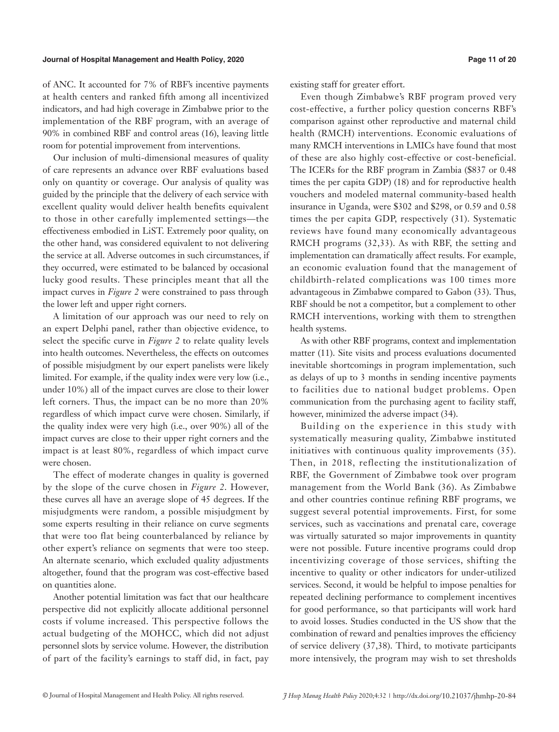of ANC. It accounted for 7% of RBF's incentive payments at health centers and ranked fifth among all incentivized indicators, and had high coverage in Zimbabwe prior to the implementation of the RBF program, with an average of 90% in combined RBF and control areas (16), leaving little room for potential improvement from interventions.

Our inclusion of multi-dimensional measures of quality of care represents an advance over RBF evaluations based only on quantity or coverage. Our analysis of quality was guided by the principle that the delivery of each service with excellent quality would deliver health benefits equivalent to those in other carefully implemented settings—the effectiveness embodied in LiST. Extremely poor quality, on the other hand, was considered equivalent to not delivering the service at all. Adverse outcomes in such circumstances, if they occurred, were estimated to be balanced by occasional lucky good results. These principles meant that all the impact curves in *Figure 2* were constrained to pass through the lower left and upper right corners.

A limitation of our approach was our need to rely on an expert Delphi panel, rather than objective evidence, to select the specific curve in *Figure 2* to relate quality levels into health outcomes. Nevertheless, the effects on outcomes of possible misjudgment by our expert panelists were likely limited. For example, if the quality index were very low (i.e., under 10%) all of the impact curves are close to their lower left corners. Thus, the impact can be no more than 20% regardless of which impact curve were chosen. Similarly, if the quality index were very high (i.e., over 90%) all of the impact curves are close to their upper right corners and the impact is at least 80%, regardless of which impact curve were chosen.

The effect of moderate changes in quality is governed by the slope of the curve chosen in *Figure 2*. However, these curves all have an average slope of 45 degrees. If the misjudgments were random, a possible misjudgment by some experts resulting in their reliance on curve segments that were too flat being counterbalanced by reliance by other expert's reliance on segments that were too steep. An alternate scenario, which excluded quality adjustments altogether, found that the program was cost-effective based on quantities alone.

Another potential limitation was fact that our healthcare perspective did not explicitly allocate additional personnel costs if volume increased. This perspective follows the actual budgeting of the MOHCC, which did not adjust personnel slots by service volume. However, the distribution of part of the facility's earnings to staff did, in fact, pay existing staff for greater effort.

Even though Zimbabwe's RBF program proved very cost-effective, a further policy question concerns RBF's comparison against other reproductive and maternal child health (RMCH) interventions. Economic evaluations of many RMCH interventions in LMICs have found that most of these are also highly cost-effective or cost-beneficial. The ICERs for the RBF program in Zambia ($837 or 0.48 times the per capita GDP) (18) and for reproductive health vouchers and modeled maternal community-based health insurance in Uganda, were $302 and $298, or 0.59 and 0.58 times the per capita GDP, respectively (31). Systematic reviews have found many economically advantageous RMCH programs (32,33). As with RBF, the setting and implementation can dramatically affect results. For example, an economic evaluation found that the management of childbirth-related complications was 100 times more advantageous in Zimbabwe compared to Gabon (33). Thus, RBF should be not a competitor, but a complement to other RMCH interventions, working with them to strengthen health systems.

As with other RBF programs, context and implementation matter (11). Site visits and process evaluations documented inevitable shortcomings in program implementation, such as delays of up to 3 months in sending incentive payments to facilities due to national budget problems. Open communication from the purchasing agent to facility staff, however, minimized the adverse impact (34).

Building on the experience in this study with systematically measuring quality, Zimbabwe instituted initiatives with continuous quality improvements (35). Then, in 2018, reflecting the institutionalization of RBF, the Government of Zimbabwe took over program management from the World Bank (36). As Zimbabwe and other countries continue refining RBF programs, we suggest several potential improvements. First, for some services, such as vaccinations and prenatal care, coverage was virtually saturated so major improvements in quantity were not possible. Future incentive programs could drop incentivizing coverage of those services, shifting the incentive to quality or other indicators for under-utilized services. Second, it would be helpful to impose penalties for repeated declining performance to complement incentives for good performance, so that participants will work hard to avoid losses. Studies conducted in the US show that the combination of reward and penalties improves the efficiency of service delivery (37,38). Third, to motivate participants more intensively, the program may wish to set thresholds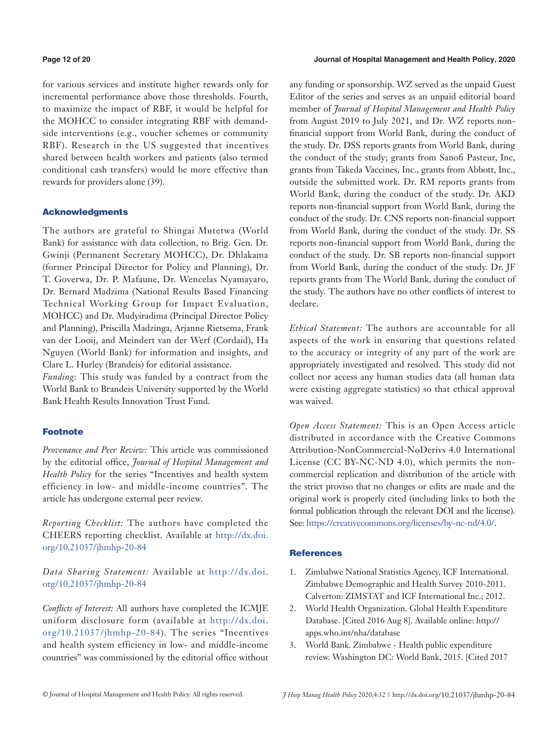for various services and institute higher rewards only for incremental performance above those thresholds. Fourth, to maximize the impact of RBF, it would be helpful for the MOHCC to consider integrating RBF with demand-side interventions (e.g., voucher schemes or community RBF). Research in the US suggested that incentives shared between health workers and patients (also termed conditional cash transfers) would be more effective than rewards for providers alone (39).

## Acknowledgments

The authors are grateful to Shingai Mutetwa (World Bank) for assistance with data collection, to Brig. Gen. Dr. Gwinji (Permanent Secretary MOHCC), Dr. Dhlakama (former Principal Director for Policy and Planning), Dr. T. Goverwa, Dr. P. Mafaune, Dr. Wencelas Nyamayaro, Dr. Bernard Madzima (National Results Based Financing Technical Working Group for Impact Evaluation, MOHCC) and Dr. Mudyiradima (Principal Director Policy and Planning), Priscilla Madzinga, Arjanne Rietsema, Frank van der Looij, and Meindert van der Werf (Cordaid), Ha Nguyen (World Bank) for information and insights, and Clare L. Hurley (Brandeis) for editorial assistance.

*Funding:* This study was funded by a contract from the World Bank to Brandeis University supported by the World Bank Health Results Innovation Trust Fund.

## Footnote

*Provenance and Peer Review:* This article was commissioned by the editorial office, *Journal of Hospital Management and Health Policy* for the series "Incentives and health system efficiency in low- and middle-income countries". The article has undergone external peer review.

*Reporting Checklist:* The authors have completed the CHEERS reporting checklist. Available at http://dx.doi.org/10.21037/jhmhp-20-84

*Data Sharing Statement:* Available at http://dx.doi.org/10.21037/jhmhp-20-84

*Conflicts of Interest:* All authors have completed the ICMJE uniform disclosure form (available at http://dx.doi.org/10.21037/jhmhp-20-84). The series "Incentives and health system efficiency in low- and middle-income countries" was commissioned by the editorial office without any funding or sponsorship. WZ served as the unpaid Guest Editor of the series and serves as an unpaid editorial board member of *Journal of Hospital Management and Health Policy* from August 2019 to July 2021, and Dr. WZ reports non-financial support from World Bank, during the conduct of the study. Dr. DSS reports grants from World Bank, during the conduct of the study; grants from Sanofi Pasteur, Inc, grants from Takeda Vaccines, Inc., grants from Abbott, Inc., outside the submitted work. Dr. RM reports grants from World Bank, during the conduct of the study. Dr. AKD reports non-financial support from World Bank, during the conduct of the study. Dr. CNS reports non-financial support from World Bank, during the conduct of the study. Dr. SS reports non-financial support from World Bank, during the conduct of the study. Dr. SB reports non-financial support from World Bank, during the conduct of the study. Dr. JF reports grants from The World Bank, during the conduct of the study. The authors have no other conflicts of interest to declare.

*Ethical Statement:* The authors are accountable for all aspects of the work in ensuring that questions related to the accuracy or integrity of any part of the work are appropriately investigated and resolved. This study did not collect nor access any human studies data (all human data were existing aggregate statistics) so that ethical approval was waived.

*Open Access Statement:* This is an Open Access article distributed in accordance with the Creative Commons Attribution-NonCommercial-NoDerivs 4.0 International License (CC BY-NC-ND 4.0), which permits the non-commercial replication and distribution of the article with the strict proviso that no changes or edits are made and the original work is properly cited (including links to both the formal publication through the relevant DOI and the license). See: https://creativecommons.org/licenses/by-nc-nd/4.0/.

## References

1. Zimbabwe National Statistics Agency, ICF International. Zimbabwe Demographic and Health Survey 2010-2011. Calverton: ZIMSTAT and ICF International Inc.; 2012.
2. World Health Organization. Global Health Expenditure Database. [Cited 2016 Aug 8]. Available online: http://apps.who.int/nha/database
3. World Bank. Zimbabwe - Health public expenditure review. Washington DC: World Bank, 2015. [Cited 2017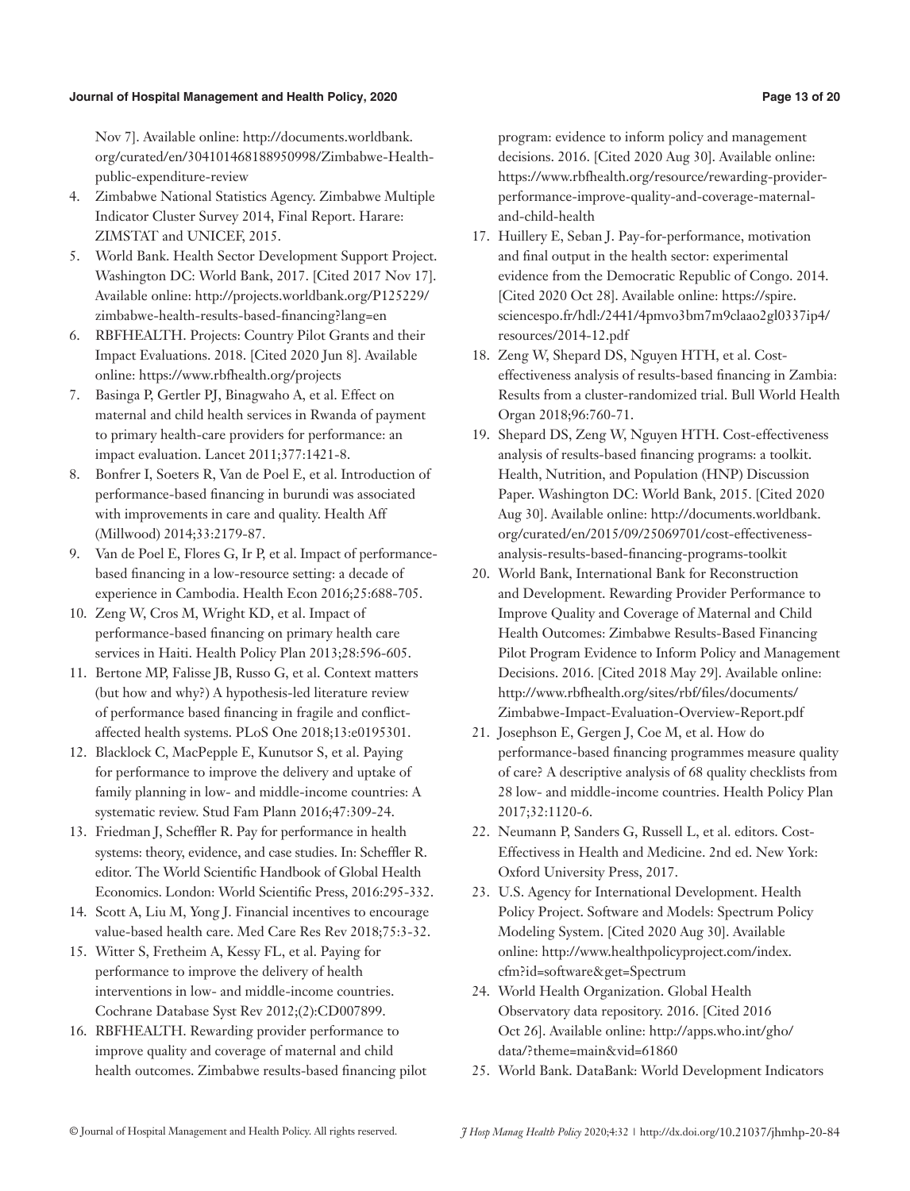Nov 7]. Available online: http://documents.worldbank.org/curated/en/304101468188950998/Zimbabwe-Health-public-expenditure-review

4. Zimbabwe National Statistics Agency. Zimbabwe Multiple Indicator Cluster Survey 2014, Final Report. Harare: ZIMSTAT and UNICEF, 2015.
5. World Bank. Health Sector Development Support Project. Washington DC: World Bank, 2017. [Cited 2017 Nov 17]. Available online: http://projects.worldbank.org/P125229/zimbabwe-health-results-based-financing?lang=en
6. RBFHEALTH. Projects: Country Pilot Grants and their Impact Evaluations. 2018. [Cited 2020 Jun 8]. Available online: https://www.rbfhealth.org/projects
7. Basinga P, Gertler PJ, Binagwaho A, et al. Effect on maternal and child health services in Rwanda of payment to primary health-care providers for performance: an impact evaluation. Lancet 2011;377:1421-8.
8. Bonfrer I, Soeters R, Van de Poel E, et al. Introduction of performance-based financing in burundi was associated with improvements in care and quality. Health Aff (Millwood) 2014;33:2179-87.
9. Van de Poel E, Flores G, Ir P, et al. Impact of performance-based financing in a low-resource setting: a decade of experience in Cambodia. Health Econ 2016;25:688-705.
10. Zeng W, Cros M, Wright KD, et al. Impact of performance-based financing on primary health care services in Haiti. Health Policy Plan 2013;28:596-605.
11. Bertone MP, Falisse JB, Russo G, et al. Context matters (but how and why?) A hypothesis-led literature review of performance based financing in fragile and conflict-affected health systems. PLoS One 2018;13:e0195301.
12. Blacklock C, MacPepple E, Kunutsor S, et al. Paying for performance to improve the delivery and uptake of family planning in low- and middle-income countries: A systematic review. Stud Fam Plann 2016;47:309-24.
13. Friedman J, Scheffler R. Pay for performance in health systems: theory, evidence, and case studies. In: Scheffler R. editor. The World Scientific Handbook of Global Health Economics. London: World Scientific Press, 2016:295-332.
14. Scott A, Liu M, Yong J. Financial incentives to encourage value-based health care. Med Care Res Rev 2018;75:3-32.
15. Witter S, Fretheim A, Kessy FL, et al. Paying for performance to improve the delivery of health interventions in low- and middle-income countries. Cochrane Database Syst Rev 2012;(2):CD007899.
16. RBFHEALTH. Rewarding provider performance to improve quality and coverage of maternal and child health outcomes. Zimbabwe results-based financing pilot program: evidence to inform policy and management decisions. 2016. [Cited 2020 Aug 30]. Available online: https://www.rbfhealth.org/resource/rewarding-provider-performance-improve-quality-and-coverage-maternal-and-child-health
17. Huillery E, Seban J. Pay-for-performance, motivation and final output in the health sector: experimental evidence from the Democratic Republic of Congo. 2014. [Cited 2020 Oct 28]. Available online: https://spire.sciencespo.fr/hdl:/2441/4pmvo3bm7m9claao2gl0337ip4/resources/2014-12.pdf
18. Zeng W, Shepard DS, Nguyen HTH, et al. Cost-effectiveness analysis of results-based financing in Zambia: Results from a cluster-randomized trial. Bull World Health Organ 2018;96:760-71.
19. Shepard DS, Zeng W, Nguyen HTH. Cost-effectiveness analysis of results-based financing programs: a toolkit. Health, Nutrition, and Population (HNP) Discussion Paper. Washington DC: World Bank, 2015. [Cited 2020 Aug 30]. Available online: http://documents.worldbank.org/curated/en/2015/09/25069701/cost-effectiveness-analysis-results-based-financing-programs-toolkit
20. World Bank, International Bank for Reconstruction and Development. Rewarding Provider Performance to Improve Quality and Coverage of Maternal and Child Health Outcomes: Zimbabwe Results-Based Financing Pilot Program Evidence to Inform Policy and Management Decisions. 2016. [Cited 2018 May 29]. Available online: http://www.rbfhealth.org/sites/rbf/files/documents/Zimbabwe-Impact-Evaluation-Overview-Report.pdf
21. Josephson E, Gergen J, Coe M, et al. How do performance-based financing programmes measure quality of care? A descriptive analysis of 68 quality checklists from 28 low- and middle-income countries. Health Policy Plan 2017;32:1120-6.
22. Neumann P, Sanders G, Russell L, et al. editors. Cost-Effectivess in Health and Medicine. 2nd ed. New York: Oxford University Press, 2017.
23. U.S. Agency for International Development. Health Policy Project. Software and Models: Spectrum Policy Modeling System. [Cited 2020 Aug 30]. Available online: http://www.healthpolicyproject.com/index.cfm?id=software&get=Spectrum
24. World Health Organization. Global Health Observatory data repository. 2016. [Cited 2016 Oct 26]. Available online: http://apps.who.int/gho/data/?theme=main&vid=61860
25. World Bank. DataBank: World Development Indicators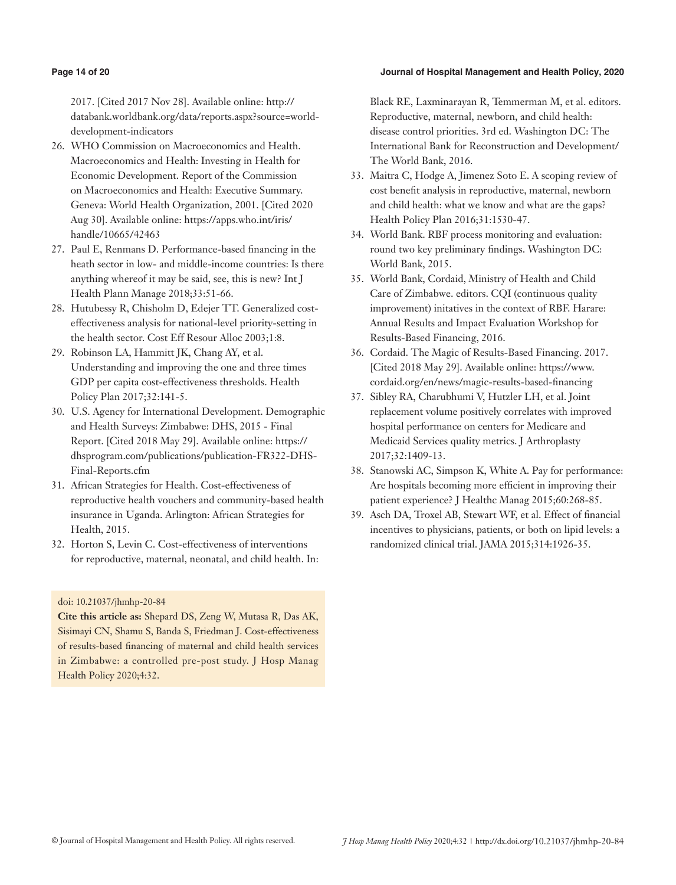2017. [Cited 2017 Nov 28]. Available online: http://databank.worldbank.org/data/reports.aspx?source=world-development-indicators

26. WHO Commission on Macroeconomics and Health. Macroeconomics and Health: Investing in Health for Economic Development. Report of the Commission on Macroeconomics and Health: Executive Summary. Geneva: World Health Organization, 2001. [Cited 2020 Aug 30]. Available online: https://apps.who.int/iris/handle/10665/42463
27. Paul E, Renmans D. Performance-based financing in the heath sector in low- and middle-income countries: Is there anything whereof it may be said, see, this is new? Int J Health Plann Manage 2018;33:51-66.
28. Hutubessy R, Chisholm D, Edejer TT. Generalized cost-effectiveness analysis for national-level priority-setting in the health sector. Cost Eff Resour Alloc 2003;1:8.
29. Robinson LA, Hammitt JK, Chang AY, et al. Understanding and improving the one and three times GDP per capita cost-effectiveness thresholds. Health Policy Plan 2017;32:141-5.
30. U.S. Agency for International Development. Demographic and Health Surveys: Zimbabwe: DHS, 2015 - Final Report. [Cited 2018 May 29]. Available online: https://dhsprogram.com/publications/publication-FR322-DHS-Final-Reports.cfm
31. African Strategies for Health. Cost-effectiveness of reproductive health vouchers and community-based health insurance in Uganda. Arlington: African Strategies for Health, 2015.
32. Horton S, Levin C. Cost-effectiveness of interventions for reproductive, maternal, neonatal, and child health. In: Black RE, Laxminarayan R, Temmerman M, et al. editors. Reproductive, maternal, newborn, and child health: disease control priorities. 3rd ed. Washington DC: The International Bank for Reconstruction and Development/The World Bank, 2016.
33. Maitra C, Hodge A, Jimenez Soto E. A scoping review of cost benefit analysis in reproductive, maternal, newborn and child health: what we know and what are the gaps? Health Policy Plan 2016;31:1530-47.
34. World Bank. RBF process monitoring and evaluation: round two key preliminary findings. Washington DC: World Bank, 2015.
35. World Bank, Cordaid, Ministry of Health and Child Care of Zimbabwe. editors. CQI (continuous quality improvement) initatives in the context of RBF. Harare: Annual Results and Impact Evaluation Workshop for Results-Based Financing, 2016.
36. Cordaid. The Magic of Results-Based Financing. 2017. [Cited 2018 May 29]. Available online: https://www.cordaid.org/en/news/magic-results-based-financing
37. Sibley RA, Charubhumi V, Hutzler LH, et al. Joint replacement volume positively correlates with improved hospital performance on centers for Medicare and Medicaid Services quality metrics. J Arthroplasty 2017;32:1409-13.
38. Stanowski AC, Simpson K, White A. Pay for performance: Are hospitals becoming more efficient in improving their patient experience? J Healthc Manag 2015;60:268-85.
39. Asch DA, Troxel AB, Stewart WF, et al. Effect of financial incentives to physicians, patients, or both on lipid levels: a randomized clinical trial. JAMA 2015;314:1926-35.

doi: 10.21037/jhmhp-20-84

**Cite this article as:** Shepard DS, Zeng W, Mutasa R, Das AK, Sisimayi CN, Shamu S, Banda S, Friedman J. Cost-effectiveness of results-based financing of maternal and child health services in Zimbabwe: a controlled pre-post study. J Hosp Manag Health Policy 2020;4:32.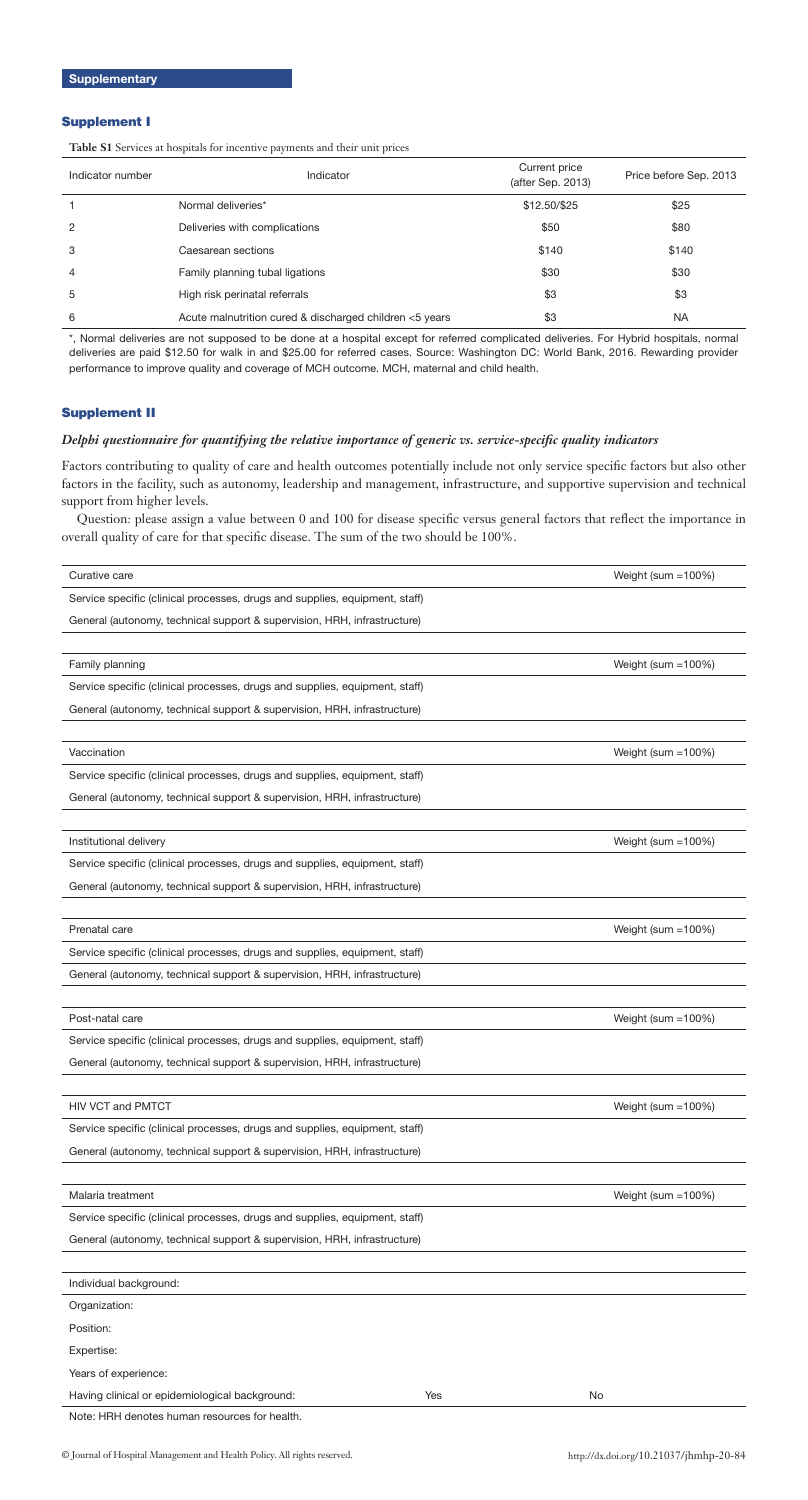## Supplementary

### Supplement I

**Table S1** Services at hospitals for incentive payments and their unit prices

| Indicator number | Indicator | Current price (after Sep. 2013) | Price before Sep. 2013 |
|---|---|---|---|
| 1 | Normal deliveries* | $12.50/$25 | $25 |
| 2 | Deliveries with complications | $50 | $80 |
| 3 | Caesarean sections | $140 | $140 |
| 4 | Family planning tubal ligations | $30 | $30 |
| 5 | High risk perinatal referrals | $3 | $3 |
| 6 | Acute malnutrition cured & discharged children <5 years | $3 | NA |

*, Normal deliveries are not supposed to be done at a hospital except for referred complicated deliveries. For Hybrid hospitals, normal deliveries are paid $12.50 for walk in and $25.00 for referred cases. Source: Washington DC: World Bank, 2016. Rewarding provider performance to improve quality and coverage of MCH outcome. MCH, maternal and child health.

### Supplement II

***Delphi questionnaire for quantifying the relative importance of generic vs. service-specific quality indicators***

Factors contributing to quality of care and health outcomes potentially include not only service specific factors but also other factors in the facility, such as autonomy, leadership and management, infrastructure, and supportive supervision and technical support from higher levels.

Question: please assign a value between 0 and 100 for disease specific versus general factors that reflect the importance in overall quality of care for that specific disease. The sum of the two should be 100%.

| Curative care | Weight (sum =100%) |
|---|---|
| Service specific (clinical processes, drugs and supplies, equipment, staff) | |
| General (autonomy, technical support & supervision, HRH, infrastructure) | |

| Family planning | Weight (sum =100%) |
|---|---|
| Service specific (clinical processes, drugs and supplies, equipment, staff) | |
| General (autonomy, technical support & supervision, HRH, infrastructure) | |

| Vaccination | Weight (sum =100%) |
|---|---|
| Service specific (clinical processes, drugs and supplies, equipment, staff) | |
| General (autonomy, technical support & supervision, HRH, infrastructure) | |

| Institutional delivery | Weight (sum =100%) |
|---|---|
| Service specific (clinical processes, drugs and supplies, equipment, staff) | |
| General (autonomy, technical support & supervision, HRH, infrastructure) | |

| Prenatal care | Weight (sum =100%) |
|---|---|
| Service specific (clinical processes, drugs and supplies, equipment, staff) | |
| General (autonomy, technical support & supervision, HRH, infrastructure) | |

| Post-natal care | Weight (sum =100%) |
|---|---|
| Service specific (clinical processes, drugs and supplies, equipment, staff) | |
| General (autonomy, technical support & supervision, HRH, infrastructure) | |

| HIV VCT and PMTCT | Weight (sum =100%) |
|---|---|
| Service specific (clinical processes, drugs and supplies, equipment, staff) | |
| General (autonomy, technical support & supervision, HRH, infrastructure) | |

| Malaria treatment | Weight (sum =100%) |
|---|---|
| Service specific (clinical processes, drugs and supplies, equipment, staff) | |
| General (autonomy, technical support & supervision, HRH, infrastructure) | |

| Individual background: | | |
|---|---|---|
| Organization: | | |
| Position: | | |
| Expertise: | | |
| Years of experience: | | |
| Having clinical or epidemiological background: | Yes | No |

Note: HRH denotes human resources for health.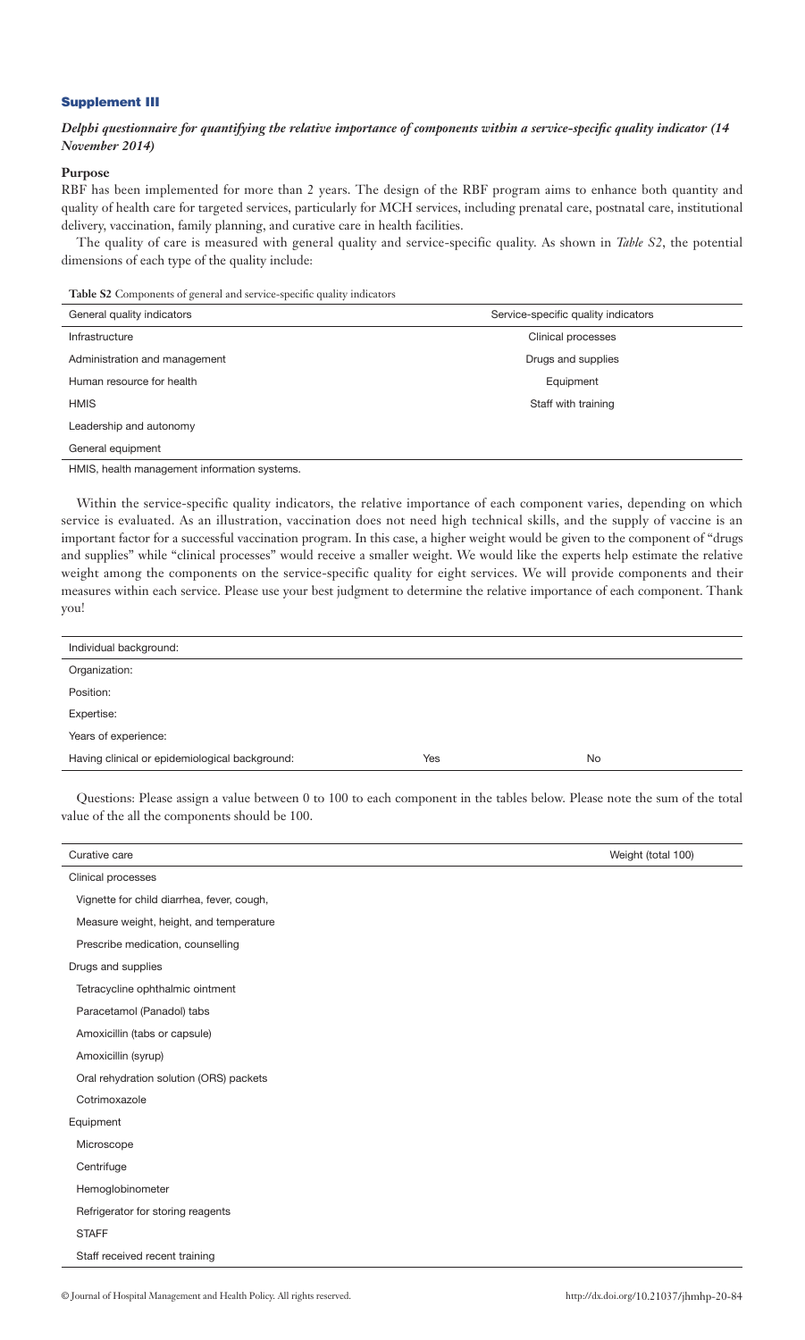## Supplement III

***Delphi questionnaire for quantifying the relative importance of components within a service-specific quality indicator (14 November 2014)***

**Purpose**

RBF has been implemented for more than 2 years. The design of the RBF program aims to enhance both quantity and quality of health care for targeted services, particularly for MCH services, including prenatal care, postnatal care, institutional delivery, vaccination, family planning, and curative care in health facilities.

The quality of care is measured with general quality and service-specific quality. As shown in *Table S2*, the potential dimensions of each type of the quality include:

**Table S2** Components of general and service-specific quality indicators

| General quality indicators | Service-specific quality indicators |
|---|---|
| Infrastructure | Clinical processes |
| Administration and management | Drugs and supplies |
| Human resource for health | Equipment |
| HMIS | Staff with training |
| Leadership and autonomy | |
| General equipment | |

HMIS, health management information systems.

Within the service-specific quality indicators, the relative importance of each component varies, depending on which service is evaluated. As an illustration, vaccination does not need high technical skills, and the supply of vaccine is an important factor for a successful vaccination program. In this case, a higher weight would be given to the component of "drugs and supplies" while "clinical processes" would receive a smaller weight. We would like the experts help estimate the relative weight among the components on the service-specific quality for eight services. We will provide components and their measures within each service. Please use your best judgment to determine the relative importance of each component. Thank you!

| Individual background: | | |
|---|---|---|
| Organization: | | |
| Position: | | |
| Expertise: | | |
| Years of experience: | | |
| Having clinical or epidemiological background: | Yes | No |

Questions: Please assign a value between 0 to 100 to each component in the tables below. Please note the sum of the total value of the all the components should be 100.

| Curative care | Weight (total 100) |
|---|---|
| Clinical processes | |
| Vignette for child diarrhea, fever, cough, | |
| Measure weight, height, and temperature | |
| Prescribe medication, counselling | |
| Drugs and supplies | |
| Tetracycline ophthalmic ointment | |
| Paracetamol (Panadol) tabs | |
| Amoxicillin (tabs or capsule) | |
| Amoxicillin (syrup) | |
| Oral rehydration solution (ORS) packets | |
| Cotrimoxazole | |
| Equipment | |
| Microscope | |
| Centrifuge | |
| Hemoglobinometer | |
| Refrigerator for storing reagents | |
| STAFF | |
| Staff received recent training | |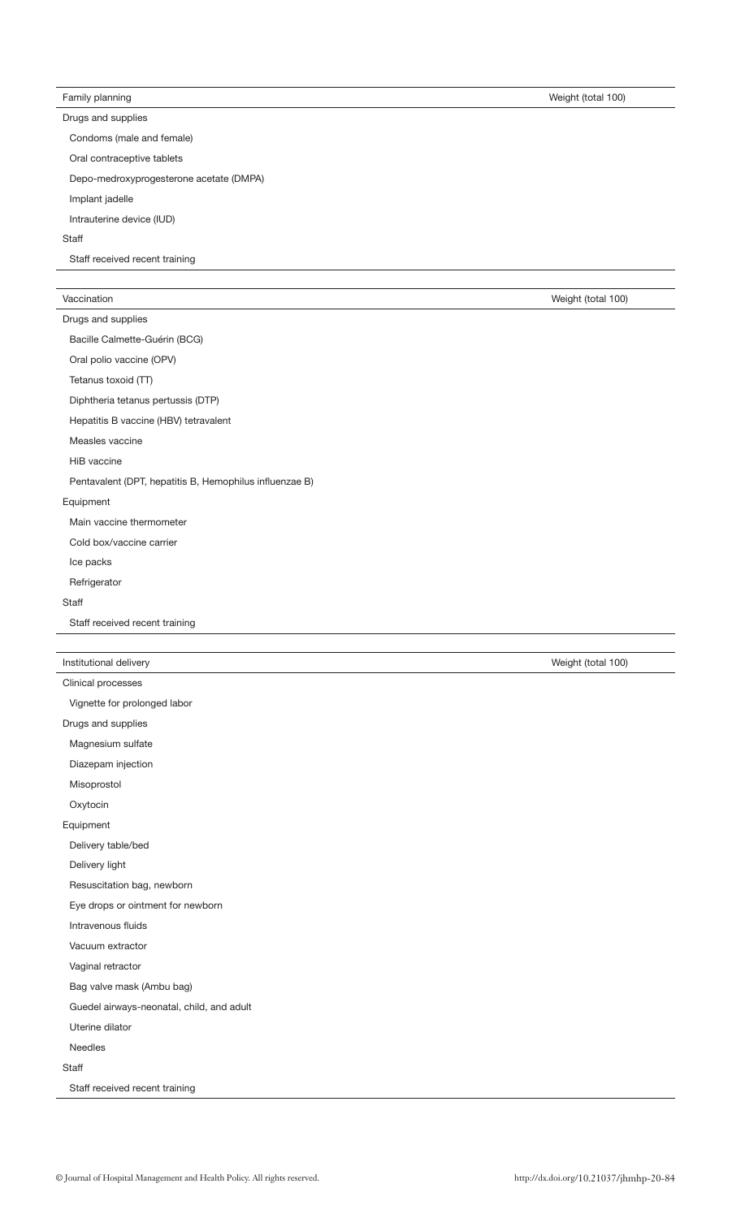| Family planning | Weight (total 100) |
|---|---|
| Drugs and supplies | |
| Condoms (male and female) | |
| Oral contraceptive tablets | |
| Depo-medroxyprogesterone acetate (DMPA) | |
| Implant jadelle | |
| Intrauterine device (IUD) | |
| Staff | |
| Staff received recent training | |

| Vaccination | Weight (total 100) |
|---|---|
| Drugs and supplies | |
| Bacille Calmette-Guérin (BCG) | |
| Oral polio vaccine (OPV) | |
| Tetanus toxoid (TT) | |
| Diphtheria tetanus pertussis (DTP) | |
| Hepatitis B vaccine (HBV) tetravalent | |
| Measles vaccine | |
| HiB vaccine | |
| Pentavalent (DPT, hepatitis B, Hemophilus influenzae B) | |
| Equipment | |
| Main vaccine thermometer | |
| Cold box/vaccine carrier | |
| Ice packs | |
| Refrigerator | |
| Staff | |
| Staff received recent training | |

| Institutional delivery | Weight (total 100) |
|---|---|
| Clinical processes | |
| Vignette for prolonged labor | |
| Drugs and supplies | |
| Magnesium sulfate | |
| Diazepam injection | |
| Misoprostol | |
| Oxytocin | |
| Equipment | |
| Delivery table/bed | |
| Delivery light | |
| Resuscitation bag, newborn | |
| Eye drops or ointment for newborn | |
| Intravenous fluids | |
| Vacuum extractor | |
| Vaginal retractor | |
| Bag valve mask (Ambu bag) | |
| Guedel airways-neonatal, child, and adult | |
| Uterine dilator | |
| Needles | |
| Staff | |
| Staff received recent training | |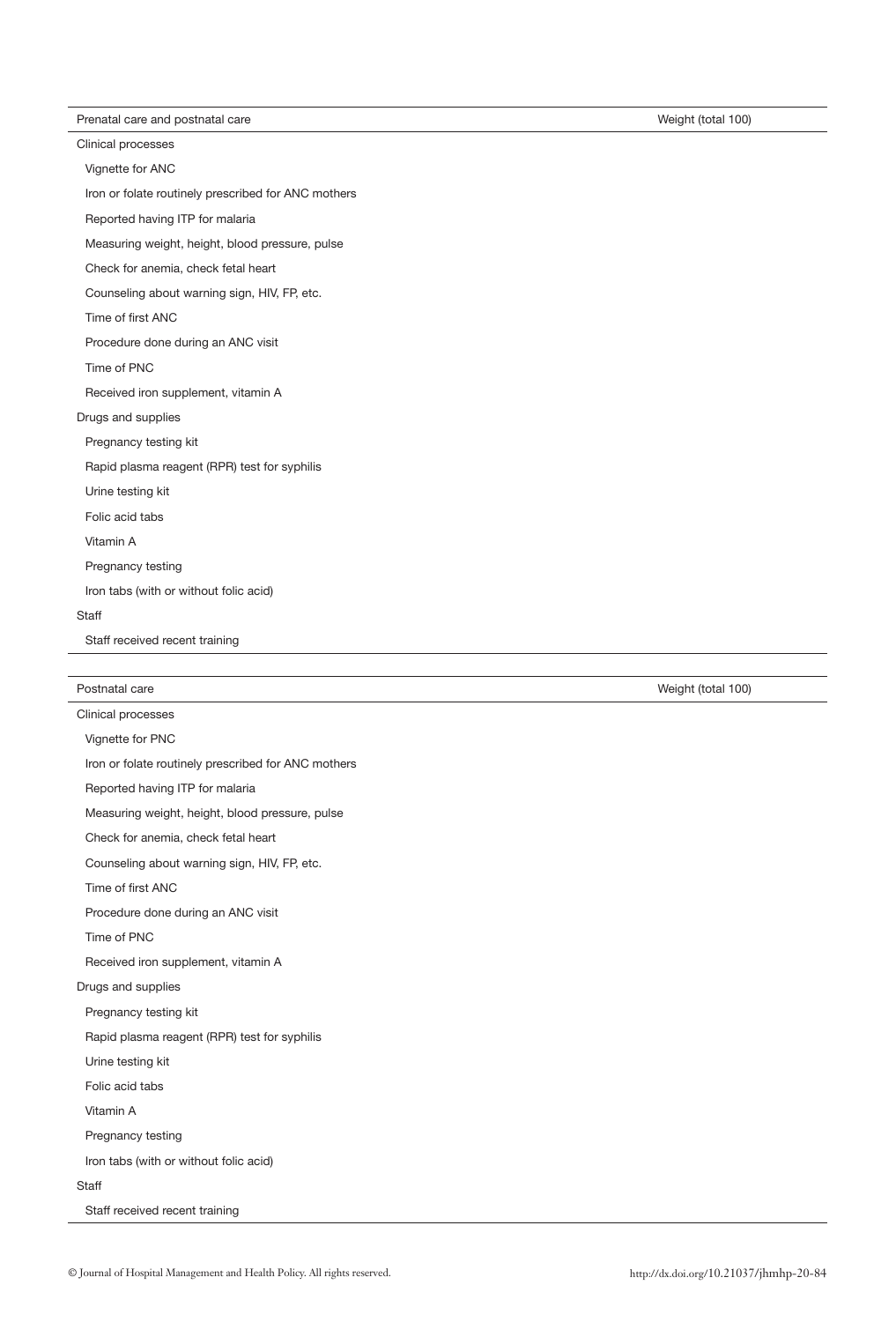| Prenatal care and postnatal care | Weight (total 100) |
|---|---|
| Clinical processes | |
| Vignette for ANC | |
| Iron or folate routinely prescribed for ANC mothers | |
| Reported having ITP for malaria | |
| Measuring weight, height, blood pressure, pulse | |
| Check for anemia, check fetal heart | |
| Counseling about warning sign, HIV, FP, etc. | |
| Time of first ANC | |
| Procedure done during an ANC visit | |
| Time of PNC | |
| Received iron supplement, vitamin A | |
| Drugs and supplies | |
| Pregnancy testing kit | |
| Rapid plasma reagent (RPR) test for syphilis | |
| Urine testing kit | |
| Folic acid tabs | |
| Vitamin A | |
| Pregnancy testing | |
| Iron tabs (with or without folic acid) | |
| Staff | |
| Staff received recent training | |

| Postnatal care | Weight (total 100) |
|---|---|
| Clinical processes | |
| Vignette for PNC | |
| Iron or folate routinely prescribed for ANC mothers | |
| Reported having ITP for malaria | |
| Measuring weight, height, blood pressure, pulse | |
| Check for anemia, check fetal heart | |
| Counseling about warning sign, HIV, FP, etc. | |
| Time of first ANC | |
| Procedure done during an ANC visit | |
| Time of PNC | |
| Received iron supplement, vitamin A | |
| Drugs and supplies | |
| Pregnancy testing kit | |
| Rapid plasma reagent (RPR) test for syphilis | |
| Urine testing kit | |
| Folic acid tabs | |
| Vitamin A | |
| Pregnancy testing | |
| Iron tabs (with or without folic acid) | |
| Staff | |
| Staff received recent training | |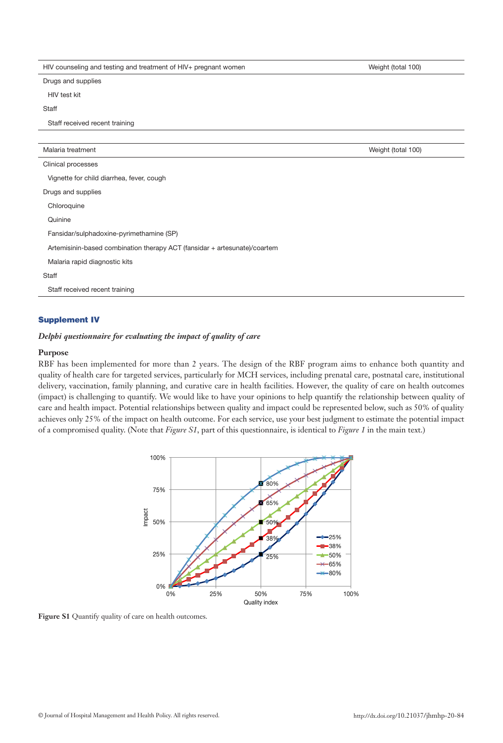| HIV counseling and testing and treatment of HIV+ pregnant women | Weight (total 100) |
|---|---|
| Drugs and supplies | |
| HIV test kit | |
| Staff | |
| Staff received recent training | |

| Malaria treatment | Weight (total 100) |
|---|---|
| Clinical processes | |
| Vignette for child diarrhea, fever, cough | |
| Drugs and supplies | |
| Chloroquine | |
| Quinine | |
| Fansidar/sulphadoxine-pyrimethamine (SP) | |
| Artemisinin-based combination therapy ACT (fansidar + artesunate)/coartem | |
| Malaria rapid diagnostic kits | |
| Staff | |
| Staff received recent training | |

## Supplement IV

### *Delphi questionnaire for evaluating the impact of quality of care*

**Purpose**

RBF has been implemented for more than 2 years. The design of the RBF program aims to enhance both quantity and quality of health care for targeted services, particularly for MCH services, including prenatal care, postnatal care, institutional delivery, vaccination, family planning, and curative care in health facilities. However, the quality of care on health outcomes (impact) is challenging to quantify. We would like to have your opinions to help quantify the relationship between quality of care and health impact. Potential relationships between quality and impact could be represented below, such as 50% of quality achieves only 25% of the impact on health outcome. For each service, use your best judgment to estimate the potential impact of a compromised quality. (Note that *Figure S1*, part of this questionnaire, is identical to *Figure 1* in the main text.)

**Figure S1** Quantify quality of care on health outcomes.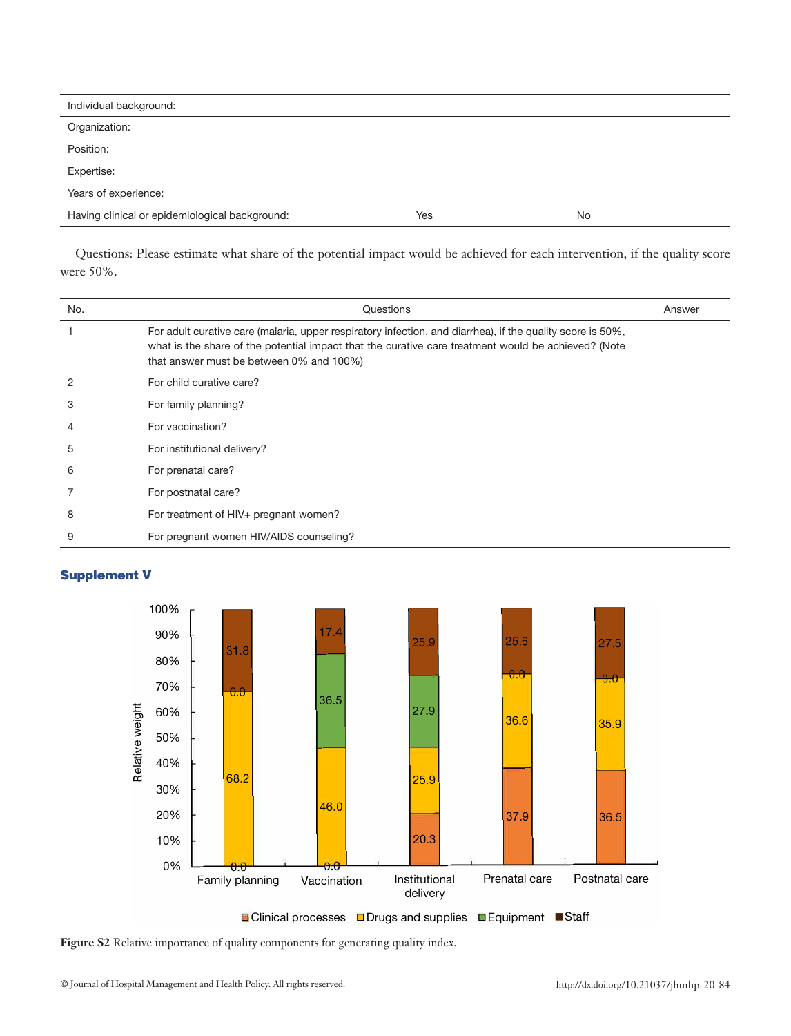| Individual background: | | |
|---|---|---|
| Organization: | | |
| Position: | | |
| Expertise: | | |
| Years of experience: | | |
| Having clinical or epidemiological background: | Yes | No |

Questions: Please estimate what share of the potential impact would be achieved for each intervention, if the quality score were 50%.

| No. | Questions | Answer |
|---|---|---|
| 1 | For adult curative care (malaria, upper respiratory infection, and diarrhea), if the quality score is 50%, what is the share of the potential impact that the curative care treatment would be achieved? (Note that answer must be between 0% and 100%) | |
| 2 | For child curative care? | |
| 3 | For family planning? | |
| 4 | For vaccination? | |
| 5 | For institutional delivery? | |
| 6 | For prenatal care? | |
| 7 | For postnatal care? | |
| 8 | For treatment of HIV+ pregnant women? | |
| 9 | For pregnant women HIV/AIDS counseling? | |

## Supplement V

Relative weight

100%
90%
80%
70%
60%
50%
40%
30%
20%
10%
0%

Family planning: 0.0, 68.2, 0.0, 31.8
Vaccination: 0.0, 46.0, 36.5, 17.4
Institutional delivery: 20.3, 25.9, 27.9, 25.9
Prenatal care: 37.9, 36.6, 0.0, 25.6
Postnatal care: 36.5, 35.9, 0.0, 27.5

Clinical processes | Drugs and supplies | Equipment | Staff

**Figure S2** Relative importance of quality components for generating quality index.